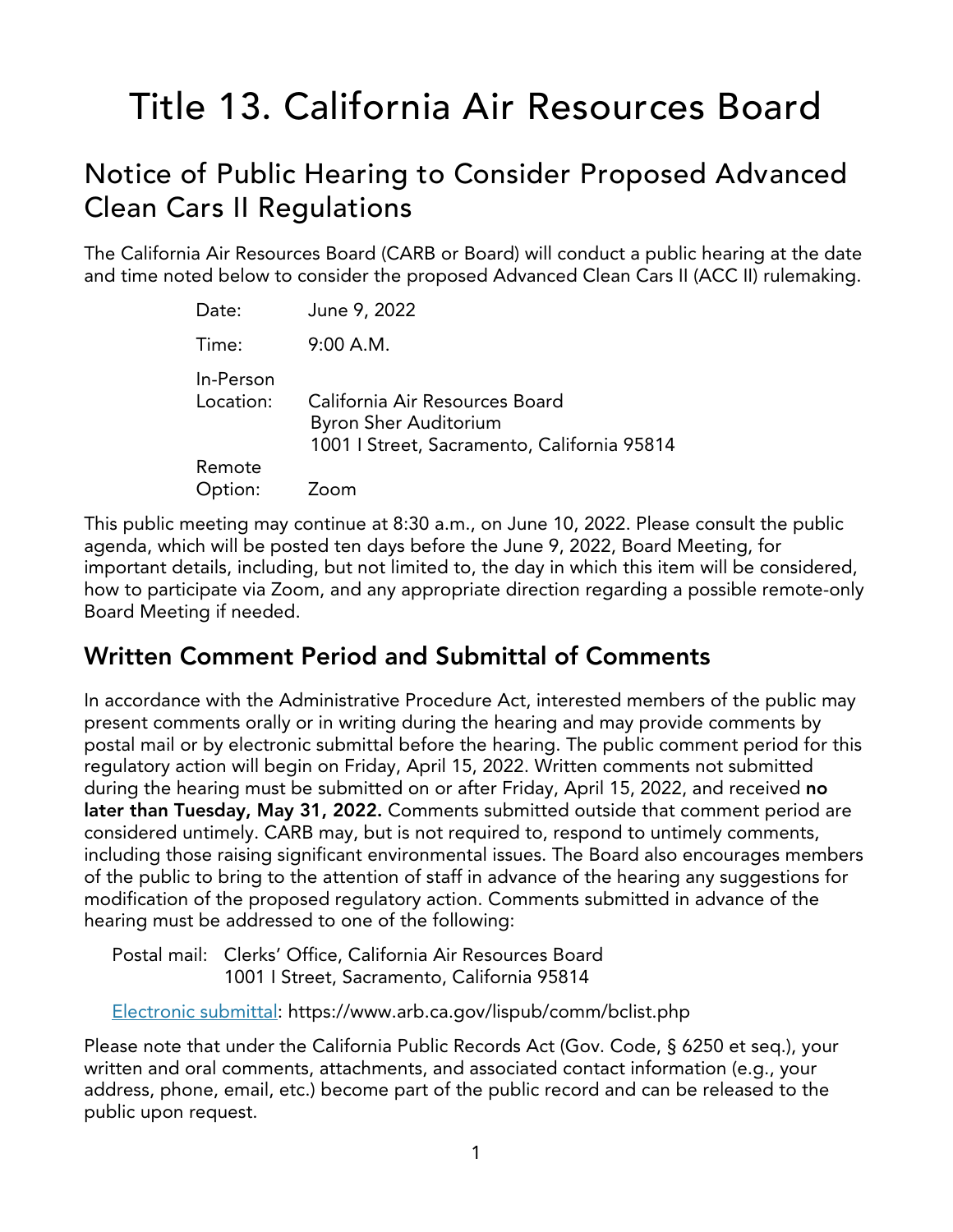# Title 13. California Air Resources Board

## Notice of Public Hearing to Consider Proposed Advanced Clean Cars II Regulations

The California Air Resources Board (CARB or Board) will conduct a public hearing at the date and time noted below to consider the proposed Advanced Clean Cars II (ACC II) rulemaking.

| | |
|---|---|
| Date: | June 9, 2022 |
| Time: | 9:00 A.M. |
| In-Person Location: | California Air Resources Board<br>Byron Sher Auditorium<br>1001 I Street, Sacramento, California 95814 |
| Remote Option: | Zoom |

This public meeting may continue at 8:30 a.m., on June 10, 2022. Please consult the public agenda, which will be posted ten days before the June 9, 2022, Board Meeting, for important details, including, but not limited to, the day in which this item will be considered, how to participate via Zoom, and any appropriate direction regarding a possible remote-only Board Meeting if needed.

## Written Comment Period and Submittal of Comments

In accordance with the Administrative Procedure Act, interested members of the public may present comments orally or in writing during the hearing and may provide comments by postal mail or by electronic submittal before the hearing. The public comment period for this regulatory action will begin on Friday, April 15, 2022. Written comments not submitted during the hearing must be submitted on or after Friday, April 15, 2022, and received **no later than Tuesday, May 31, 2022.** Comments submitted outside that comment period are considered untimely. CARB may, but is not required to, respond to untimely comments, including those raising significant environmental issues. The Board also encourages members of the public to bring to the attention of staff in advance of the hearing any suggestions for modification of the proposed regulatory action. Comments submitted in advance of the hearing must be addressed to one of the following:

Postal mail: Clerks' Office, California Air Resources Board
1001 I Street, Sacramento, California 95814

Electronic submittal: https://www.arb.ca.gov/lispub/comm/bclist.php

Please note that under the California Public Records Act (Gov. Code, § 6250 et seq.), your written and oral comments, attachments, and associated contact information (e.g., your address, phone, email, etc.) become part of the public record and can be released to the public upon request.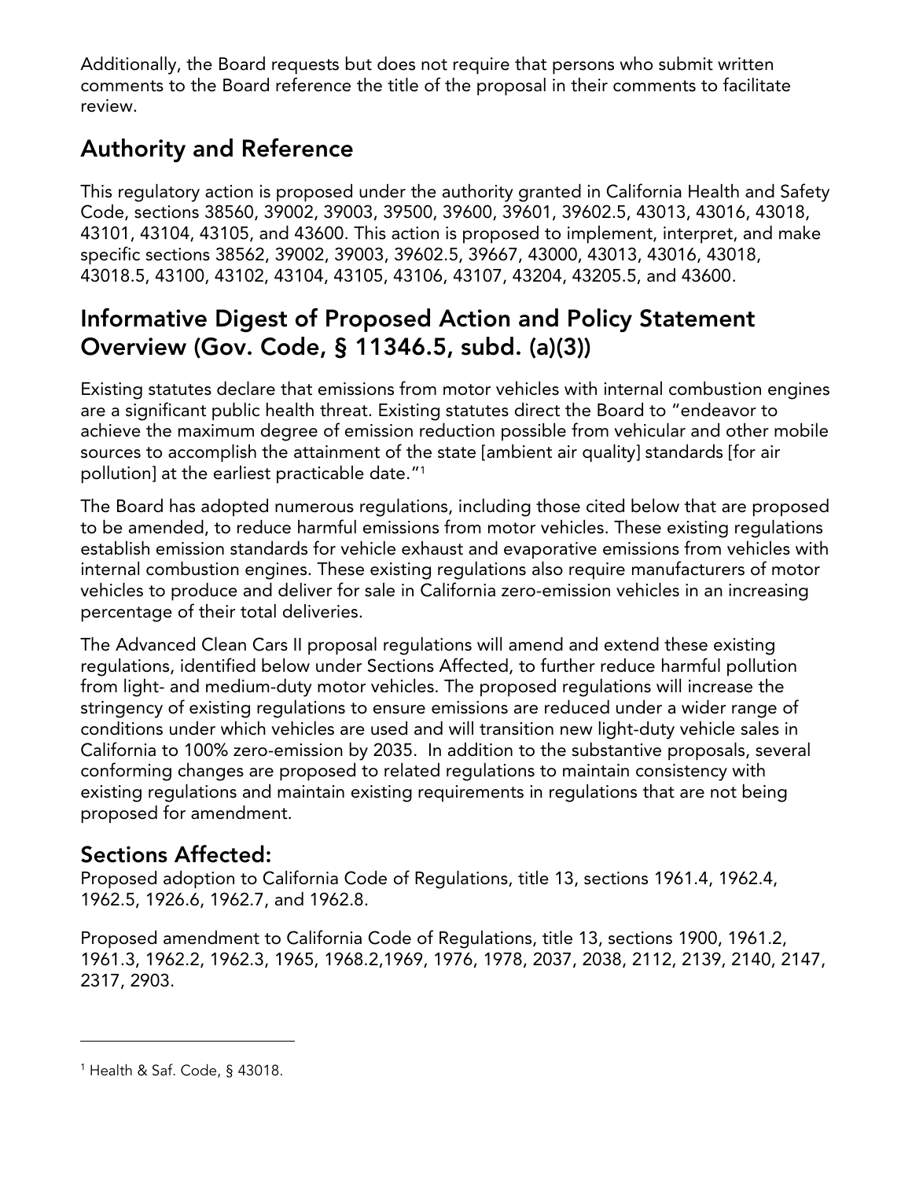Additionally, the Board requests but does not require that persons who submit written comments to the Board reference the title of the proposal in their comments to facilitate review.

## Authority and Reference

This regulatory action is proposed under the authority granted in California Health and Safety Code, sections 38560, 39002, 39003, 39500, 39600, 39601, 39602.5, 43013, 43016, 43018, 43101, 43104, 43105, and 43600. This action is proposed to implement, interpret, and make specific sections 38562, 39002, 39003, 39602.5, 39667, 43000, 43013, 43016, 43018, 43018.5, 43100, 43102, 43104, 43105, 43106, 43107, 43204, 43205.5, and 43600.

## Informative Digest of Proposed Action and Policy Statement Overview (Gov. Code, § 11346.5, subd. (a)(3))

Existing statutes declare that emissions from motor vehicles with internal combustion engines are a significant public health threat. Existing statutes direct the Board to "endeavor to achieve the maximum degree of emission reduction possible from vehicular and other mobile sources to accomplish the attainment of the state [ambient air quality] standards [for air pollution] at the earliest practicable date."[1]

The Board has adopted numerous regulations, including those cited below that are proposed to be amended, to reduce harmful emissions from motor vehicles. These existing regulations establish emission standards for vehicle exhaust and evaporative emissions from vehicles with internal combustion engines. These existing regulations also require manufacturers of motor vehicles to produce and deliver for sale in California zero-emission vehicles in an increasing percentage of their total deliveries.

The Advanced Clean Cars II proposal regulations will amend and extend these existing regulations, identified below under Sections Affected, to further reduce harmful pollution from light- and medium-duty motor vehicles. The proposed regulations will increase the stringency of existing regulations to ensure emissions are reduced under a wider range of conditions under which vehicles are used and will transition new light-duty vehicle sales in California to 100% zero-emission by 2035. In addition to the substantive proposals, several conforming changes are proposed to related regulations to maintain consistency with existing regulations and maintain existing requirements in regulations that are not being proposed for amendment.

### Sections Affected:

Proposed adoption to California Code of Regulations, title 13, sections 1961.4, 1962.4, 1962.5, 1926.6, 1962.7, and 1962.8.

Proposed amendment to California Code of Regulations, title 13, sections 1900, 1961.2, 1961.3, 1962.2, 1962.3, 1965, 1968.2,1969, 1976, 1978, 2037, 2038, 2112, 2139, 2140, 2147, 2317, 2903.

---

[1] Health & Saf. Code, § 43018.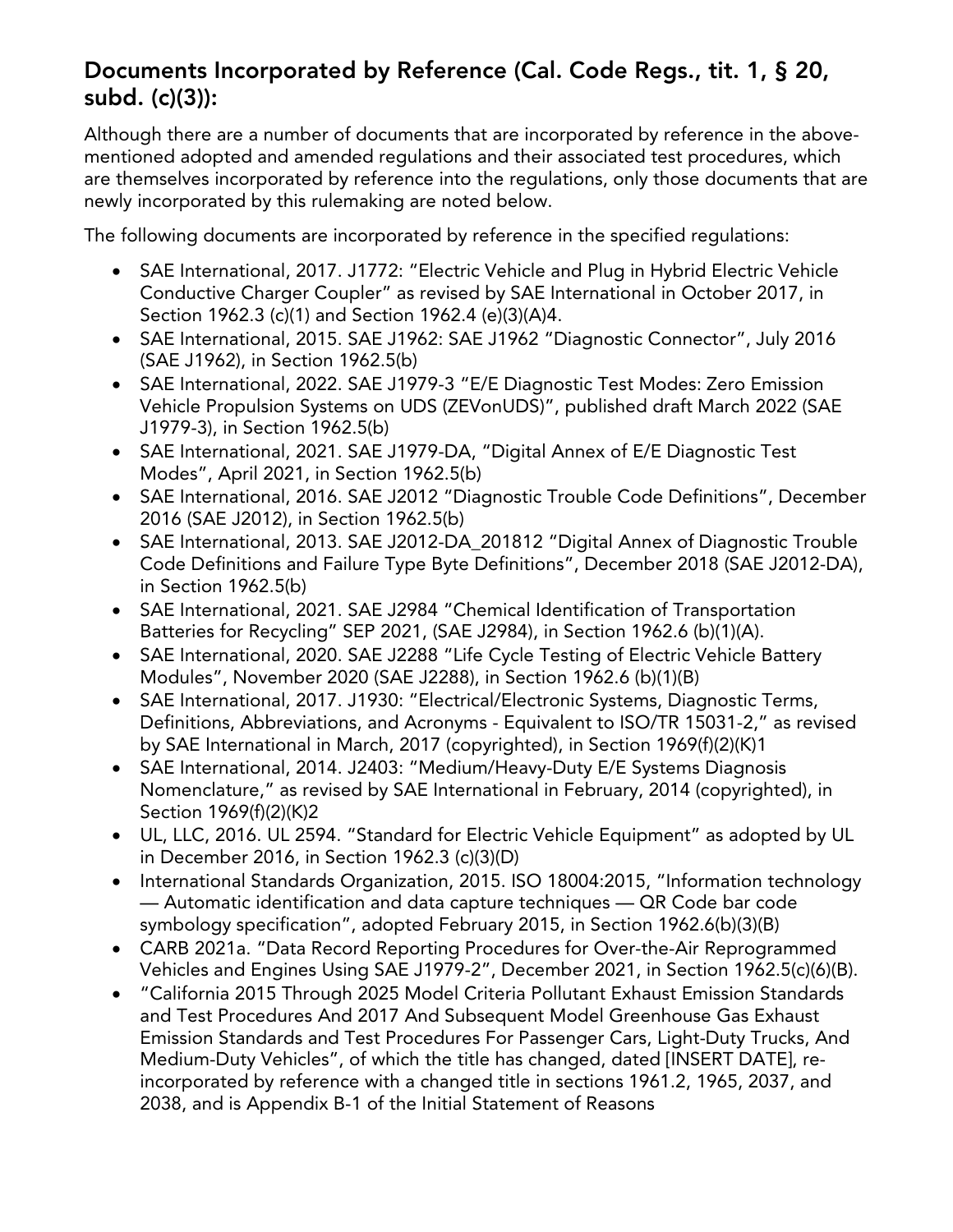## Documents Incorporated by Reference (Cal. Code Regs., tit. 1, § 20, subd. (c)(3)):

Although there are a number of documents that are incorporated by reference in the above-mentioned adopted and amended regulations and their associated test procedures, which are themselves incorporated by reference into the regulations, only those documents that are newly incorporated by this rulemaking are noted below.

The following documents are incorporated by reference in the specified regulations:

- SAE International, 2017. J1772: "Electric Vehicle and Plug in Hybrid Electric Vehicle Conductive Charger Coupler" as revised by SAE International in October 2017, in Section 1962.3 (c)(1) and Section 1962.4 (e)(3)(A)4.
- SAE International, 2015. SAE J1962: SAE J1962 "Diagnostic Connector", July 2016 (SAE J1962), in Section 1962.5(b)
- SAE International, 2022. SAE J1979-3 "E/E Diagnostic Test Modes: Zero Emission Vehicle Propulsion Systems on UDS (ZEVonUDS)", published draft March 2022 (SAE J1979-3), in Section 1962.5(b)
- SAE International, 2021. SAE J1979-DA, "Digital Annex of E/E Diagnostic Test Modes", April 2021, in Section 1962.5(b)
- SAE International, 2016. SAE J2012 "Diagnostic Trouble Code Definitions", December 2016 (SAE J2012), in Section 1962.5(b)
- SAE International, 2013. SAE J2012-DA_201812 "Digital Annex of Diagnostic Trouble Code Definitions and Failure Type Byte Definitions", December 2018 (SAE J2012-DA), in Section 1962.5(b)
- SAE International, 2021. SAE J2984 "Chemical Identification of Transportation Batteries for Recycling" SEP 2021, (SAE J2984), in Section 1962.6 (b)(1)(A).
- SAE International, 2020. SAE J2288 "Life Cycle Testing of Electric Vehicle Battery Modules", November 2020 (SAE J2288), in Section 1962.6 (b)(1)(B)
- SAE International, 2017. J1930: "Electrical/Electronic Systems, Diagnostic Terms, Definitions, Abbreviations, and Acronyms - Equivalent to ISO/TR 15031-2," as revised by SAE International in March, 2017 (copyrighted), in Section 1969(f)(2)(K)1
- SAE International, 2014. J2403: "Medium/Heavy-Duty E/E Systems Diagnosis Nomenclature," as revised by SAE International in February, 2014 (copyrighted), in Section 1969(f)(2)(K)2
- UL, LLC, 2016. UL 2594. "Standard for Electric Vehicle Equipment" as adopted by UL in December 2016, in Section 1962.3 (c)(3)(D)
- International Standards Organization, 2015. ISO 18004:2015, "Information technology — Automatic identification and data capture techniques — QR Code bar code symbology specification", adopted February 2015, in Section 1962.6(b)(3)(B)
- CARB 2021a. "Data Record Reporting Procedures for Over-the-Air Reprogrammed Vehicles and Engines Using SAE J1979-2", December 2021, in Section 1962.5(c)(6)(B).
- "California 2015 Through 2025 Model Criteria Pollutant Exhaust Emission Standards and Test Procedures And 2017 And Subsequent Model Greenhouse Gas Exhaust Emission Standards and Test Procedures For Passenger Cars, Light-Duty Trucks, And Medium-Duty Vehicles", of which the title has changed, dated [INSERT DATE], re-incorporated by reference with a changed title in sections 1961.2, 1965, 2037, and 2038, and is Appendix B-1 of the Initial Statement of Reasons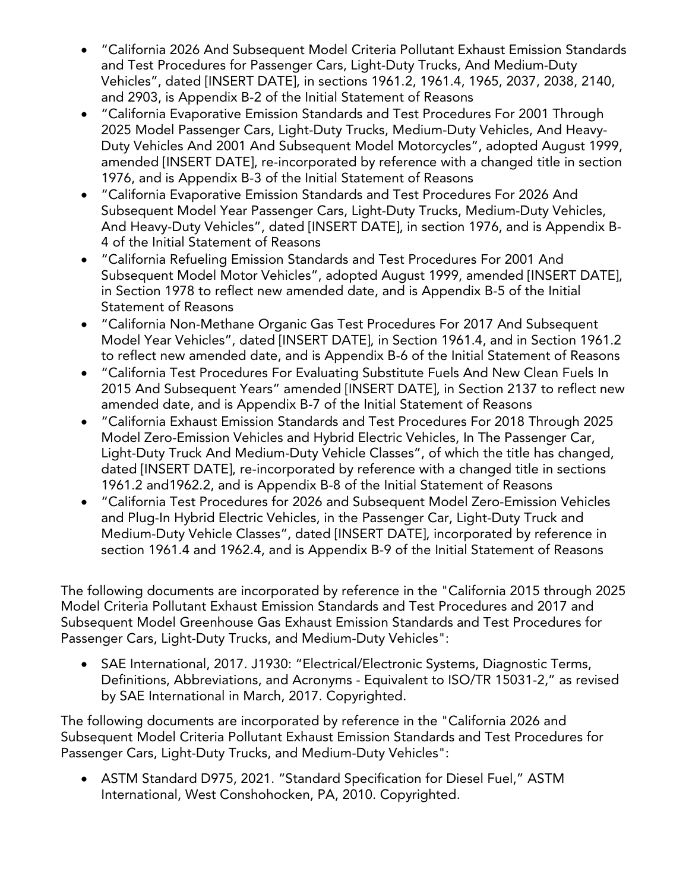- "California 2026 And Subsequent Model Criteria Pollutant Exhaust Emission Standards and Test Procedures for Passenger Cars, Light-Duty Trucks, And Medium-Duty Vehicles", dated [INSERT DATE], in sections 1961.2, 1961.4, 1965, 2037, 2038, 2140, and 2903, is Appendix B-2 of the Initial Statement of Reasons
- "California Evaporative Emission Standards and Test Procedures For 2001 Through 2025 Model Passenger Cars, Light-Duty Trucks, Medium-Duty Vehicles, And Heavy-Duty Vehicles And 2001 And Subsequent Model Motorcycles", adopted August 1999, amended [INSERT DATE], re-incorporated by reference with a changed title in section 1976, and is Appendix B-3 of the Initial Statement of Reasons
- "California Evaporative Emission Standards and Test Procedures For 2026 And Subsequent Model Year Passenger Cars, Light-Duty Trucks, Medium-Duty Vehicles, And Heavy-Duty Vehicles", dated [INSERT DATE], in section 1976, and is Appendix B-4 of the Initial Statement of Reasons
- "California Refueling Emission Standards and Test Procedures For 2001 And Subsequent Model Motor Vehicles", adopted August 1999, amended [INSERT DATE], in Section 1978 to reflect new amended date, and is Appendix B-5 of the Initial Statement of Reasons
- "California Non-Methane Organic Gas Test Procedures For 2017 And Subsequent Model Year Vehicles", dated [INSERT DATE], in Section 1961.4, and in Section 1961.2 to reflect new amended date, and is Appendix B-6 of the Initial Statement of Reasons
- "California Test Procedures For Evaluating Substitute Fuels And New Clean Fuels In 2015 And Subsequent Years" amended [INSERT DATE], in Section 2137 to reflect new amended date, and is Appendix B-7 of the Initial Statement of Reasons
- "California Exhaust Emission Standards and Test Procedures For 2018 Through 2025 Model Zero-Emission Vehicles and Hybrid Electric Vehicles, In The Passenger Car, Light-Duty Truck And Medium-Duty Vehicle Classes", of which the title has changed, dated [INSERT DATE], re-incorporated by reference with a changed title in sections 1961.2 and1962.2, and is Appendix B-8 of the Initial Statement of Reasons
- "California Test Procedures for 2026 and Subsequent Model Zero-Emission Vehicles and Plug-In Hybrid Electric Vehicles, in the Passenger Car, Light-Duty Truck and Medium-Duty Vehicle Classes", dated [INSERT DATE], incorporated by reference in section 1961.4 and 1962.4, and is Appendix B-9 of the Initial Statement of Reasons

The following documents are incorporated by reference in the "California 2015 through 2025 Model Criteria Pollutant Exhaust Emission Standards and Test Procedures and 2017 and Subsequent Model Greenhouse Gas Exhaust Emission Standards and Test Procedures for Passenger Cars, Light-Duty Trucks, and Medium-Duty Vehicles":

- SAE International, 2017. J1930: "Electrical/Electronic Systems, Diagnostic Terms, Definitions, Abbreviations, and Acronyms - Equivalent to ISO/TR 15031-2," as revised by SAE International in March, 2017. Copyrighted.

The following documents are incorporated by reference in the "California 2026 and Subsequent Model Criteria Pollutant Exhaust Emission Standards and Test Procedures for Passenger Cars, Light-Duty Trucks, and Medium-Duty Vehicles":

- ASTM Standard D975, 2021. "Standard Specification for Diesel Fuel," ASTM International, West Conshohocken, PA, 2010. Copyrighted.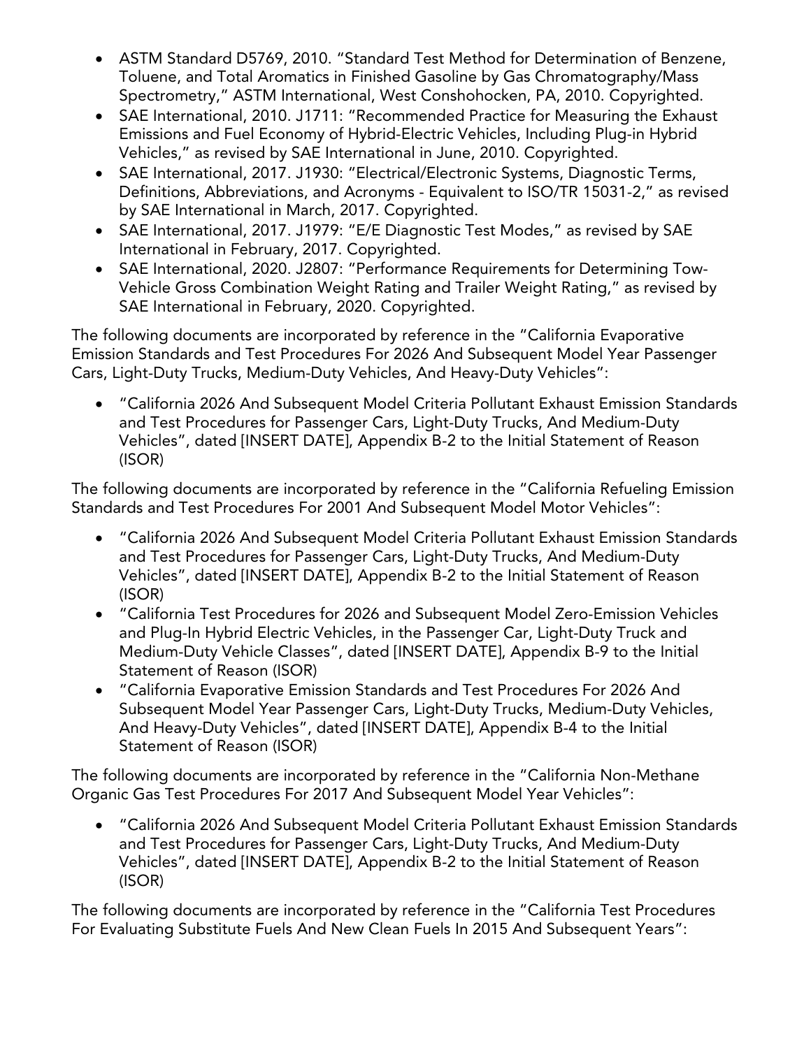- ASTM Standard D5769, 2010. "Standard Test Method for Determination of Benzene, Toluene, and Total Aromatics in Finished Gasoline by Gas Chromatography/Mass Spectrometry," ASTM International, West Conshohocken, PA, 2010. Copyrighted.
- SAE International, 2010. J1711: "Recommended Practice for Measuring the Exhaust Emissions and Fuel Economy of Hybrid-Electric Vehicles, Including Plug-in Hybrid Vehicles," as revised by SAE International in June, 2010. Copyrighted.
- SAE International, 2017. J1930: "Electrical/Electronic Systems, Diagnostic Terms, Definitions, Abbreviations, and Acronyms - Equivalent to ISO/TR 15031-2," as revised by SAE International in March, 2017. Copyrighted.
- SAE International, 2017. J1979: "E/E Diagnostic Test Modes," as revised by SAE International in February, 2017. Copyrighted.
- SAE International, 2020. J2807: "Performance Requirements for Determining Tow-Vehicle Gross Combination Weight Rating and Trailer Weight Rating," as revised by SAE International in February, 2020. Copyrighted.

The following documents are incorporated by reference in the "California Evaporative Emission Standards and Test Procedures For 2026 And Subsequent Model Year Passenger Cars, Light-Duty Trucks, Medium-Duty Vehicles, And Heavy-Duty Vehicles":

- "California 2026 And Subsequent Model Criteria Pollutant Exhaust Emission Standards and Test Procedures for Passenger Cars, Light-Duty Trucks, And Medium-Duty Vehicles", dated [INSERT DATE], Appendix B-2 to the Initial Statement of Reason (ISOR)

The following documents are incorporated by reference in the "California Refueling Emission Standards and Test Procedures For 2001 And Subsequent Model Motor Vehicles":

- "California 2026 And Subsequent Model Criteria Pollutant Exhaust Emission Standards and Test Procedures for Passenger Cars, Light-Duty Trucks, And Medium-Duty Vehicles", dated [INSERT DATE], Appendix B-2 to the Initial Statement of Reason (ISOR)
- "California Test Procedures for 2026 and Subsequent Model Zero-Emission Vehicles and Plug-In Hybrid Electric Vehicles, in the Passenger Car, Light-Duty Truck and Medium-Duty Vehicle Classes", dated [INSERT DATE], Appendix B-9 to the Initial Statement of Reason (ISOR)
- "California Evaporative Emission Standards and Test Procedures For 2026 And Subsequent Model Year Passenger Cars, Light-Duty Trucks, Medium-Duty Vehicles, And Heavy-Duty Vehicles", dated [INSERT DATE], Appendix B-4 to the Initial Statement of Reason (ISOR)

The following documents are incorporated by reference in the "California Non-Methane Organic Gas Test Procedures For 2017 And Subsequent Model Year Vehicles":

- "California 2026 And Subsequent Model Criteria Pollutant Exhaust Emission Standards and Test Procedures for Passenger Cars, Light-Duty Trucks, And Medium-Duty Vehicles", dated [INSERT DATE], Appendix B-2 to the Initial Statement of Reason (ISOR)

The following documents are incorporated by reference in the "California Test Procedures For Evaluating Substitute Fuels And New Clean Fuels In 2015 And Subsequent Years":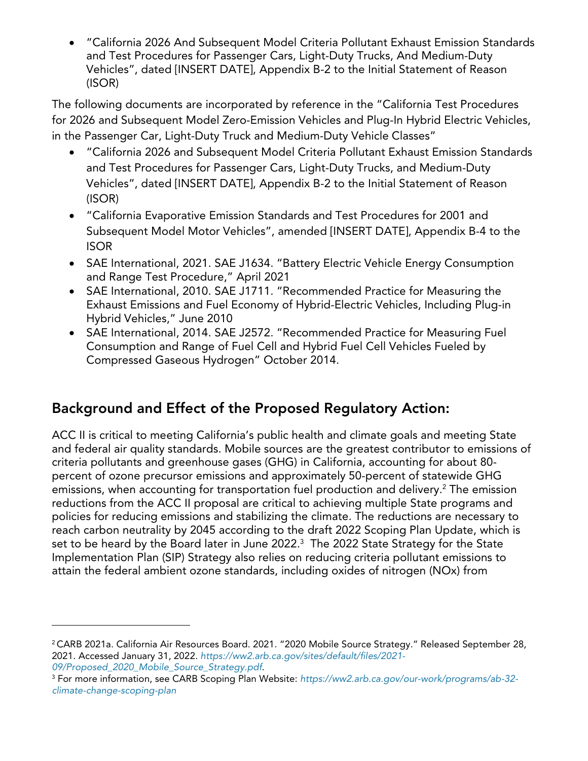- "California 2026 And Subsequent Model Criteria Pollutant Exhaust Emission Standards and Test Procedures for Passenger Cars, Light-Duty Trucks, And Medium-Duty Vehicles", dated [INSERT DATE], Appendix B-2 to the Initial Statement of Reason (ISOR)

The following documents are incorporated by reference in the "California Test Procedures for 2026 and Subsequent Model Zero-Emission Vehicles and Plug-In Hybrid Electric Vehicles, in the Passenger Car, Light-Duty Truck and Medium-Duty Vehicle Classes"

- "California 2026 and Subsequent Model Criteria Pollutant Exhaust Emission Standards and Test Procedures for Passenger Cars, Light-Duty Trucks, and Medium-Duty Vehicles", dated [INSERT DATE], Appendix B-2 to the Initial Statement of Reason (ISOR)
- "California Evaporative Emission Standards and Test Procedures for 2001 and Subsequent Model Motor Vehicles", amended [INSERT DATE], Appendix B-4 to the ISOR
- SAE International, 2021. SAE J1634. "Battery Electric Vehicle Energy Consumption and Range Test Procedure," April 2021
- SAE International, 2010. SAE J1711. "Recommended Practice for Measuring the Exhaust Emissions and Fuel Economy of Hybrid-Electric Vehicles, Including Plug-in Hybrid Vehicles," June 2010
- SAE International, 2014. SAE J2572. "Recommended Practice for Measuring Fuel Consumption and Range of Fuel Cell and Hybrid Fuel Cell Vehicles Fueled by Compressed Gaseous Hydrogen" October 2014.

## Background and Effect of the Proposed Regulatory Action:

ACC II is critical to meeting California's public health and climate goals and meeting State and federal air quality standards. Mobile sources are the greatest contributor to emissions of criteria pollutants and greenhouse gases (GHG) in California, accounting for about 80-percent of ozone precursor emissions and approximately 50-percent of statewide GHG emissions, when accounting for transportation fuel production and delivery.[2] The emission reductions from the ACC II proposal are critical to achieving multiple State programs and policies for reducing emissions and stabilizing the climate. The reductions are necessary to reach carbon neutrality by 2045 according to the draft 2022 Scoping Plan Update, which is set to be heard by the Board later in June 2022.[3] The 2022 State Strategy for the State Implementation Plan (SIP) Strategy also relies on reducing criteria pollutant emissions to attain the federal ambient ozone standards, including oxides of nitrogen (NOx) from

---

[2] CARB 2021a. California Air Resources Board. 2021. "2020 Mobile Source Strategy." Released September 28, 2021. Accessed January 31, 2022. *https://ww2.arb.ca.gov/sites/default/files/2021-09/Proposed_2020_Mobile_Source_Strategy.pdf*.

[3] For more information, see CARB Scoping Plan Website: *https://ww2.arb.ca.gov/our-work/programs/ab-32-climate-change-scoping-plan*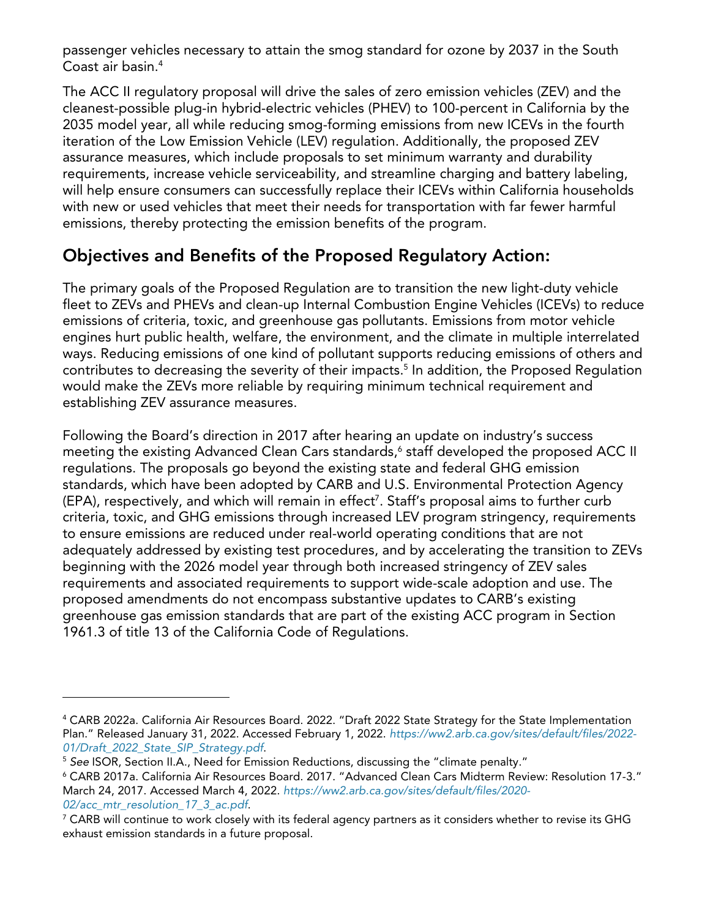passenger vehicles necessary to attain the smog standard for ozone by 2037 in the South Coast air basin.[4]

The ACC II regulatory proposal will drive the sales of zero emission vehicles (ZEV) and the cleanest-possible plug-in hybrid-electric vehicles (PHEV) to 100-percent in California by the 2035 model year, all while reducing smog-forming emissions from new ICEVs in the fourth iteration of the Low Emission Vehicle (LEV) regulation. Additionally, the proposed ZEV assurance measures, which include proposals to set minimum warranty and durability requirements, increase vehicle serviceability, and streamline charging and battery labeling, will help ensure consumers can successfully replace their ICEVs within California households with new or used vehicles that meet their needs for transportation with far fewer harmful emissions, thereby protecting the emission benefits of the program.

## Objectives and Benefits of the Proposed Regulatory Action:

The primary goals of the Proposed Regulation are to transition the new light-duty vehicle fleet to ZEVs and PHEVs and clean-up Internal Combustion Engine Vehicles (ICEVs) to reduce emissions of criteria, toxic, and greenhouse gas pollutants. Emissions from motor vehicle engines hurt public health, welfare, the environment, and the climate in multiple interrelated ways. Reducing emissions of one kind of pollutant supports reducing emissions of others and contributes to decreasing the severity of their impacts.[5] In addition, the Proposed Regulation would make the ZEVs more reliable by requiring minimum technical requirement and establishing ZEV assurance measures.

Following the Board's direction in 2017 after hearing an update on industry's success meeting the existing Advanced Clean Cars standards,[6] staff developed the proposed ACC II regulations. The proposals go beyond the existing state and federal GHG emission standards, which have been adopted by CARB and U.S. Environmental Protection Agency (EPA), respectively, and which will remain in effect[7]. Staff's proposal aims to further curb criteria, toxic, and GHG emissions through increased LEV program stringency, requirements to ensure emissions are reduced under real-world operating conditions that are not adequately addressed by existing test procedures, and by accelerating the transition to ZEVs beginning with the 2026 model year through both increased stringency of ZEV sales requirements and associated requirements to support wide-scale adoption and use. The proposed amendments do not encompass substantive updates to CARB's existing greenhouse gas emission standards that are part of the existing ACC program in Section 1961.3 of title 13 of the California Code of Regulations.

---

[4] CARB 2022a. California Air Resources Board. 2022. "Draft 2022 State Strategy for the State Implementation Plan." Released January 31, 2022. Accessed February 1, 2022. *https://ww2.arb.ca.gov/sites/default/files/2022-01/Draft_2022_State_SIP_Strategy.pdf*.

[5] *See* ISOR, Section II.A., Need for Emission Reductions, discussing the "climate penalty."

[6] CARB 2017a. California Air Resources Board. 2017. "Advanced Clean Cars Midterm Review: Resolution 17-3." March 24, 2017. Accessed March 4, 2022. *https://ww2.arb.ca.gov/sites/default/files/2020-02/acc_mtr_resolution_17_3_ac.pdf*.

[7] CARB will continue to work closely with its federal agency partners as it considers whether to revise its GHG exhaust emission standards in a future proposal.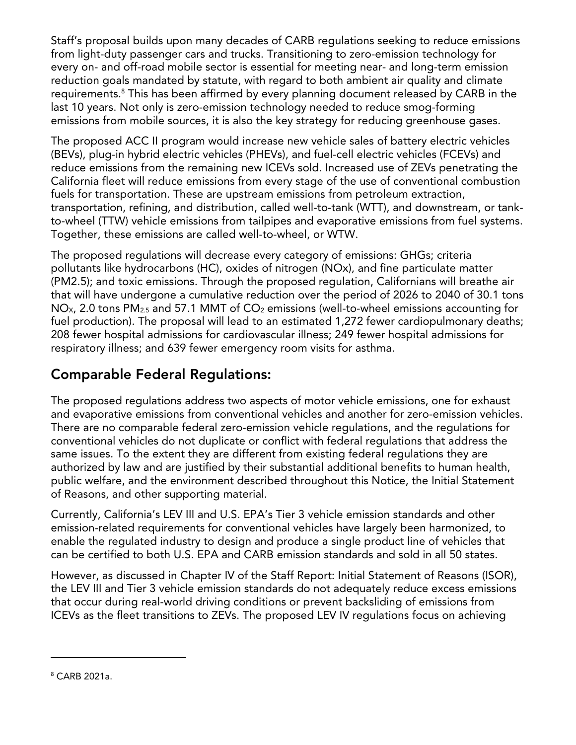Staff's proposal builds upon many decades of CARB regulations seeking to reduce emissions from light-duty passenger cars and trucks. Transitioning to zero-emission technology for every on- and off-road mobile sector is essential for meeting near- and long-term emission reduction goals mandated by statute, with regard to both ambient air quality and climate requirements.[8] This has been affirmed by every planning document released by CARB in the last 10 years. Not only is zero-emission technology needed to reduce smog-forming emissions from mobile sources, it is also the key strategy for reducing greenhouse gases.

The proposed ACC II program would increase new vehicle sales of battery electric vehicles (BEVs), plug-in hybrid electric vehicles (PHEVs), and fuel-cell electric vehicles (FCEVs) and reduce emissions from the remaining new ICEVs sold. Increased use of ZEVs penetrating the California fleet will reduce emissions from every stage of the use of conventional combustion fuels for transportation. These are upstream emissions from petroleum extraction, transportation, refining, and distribution, called well-to-tank (WTT), and downstream, or tank-to-wheel (TTW) vehicle emissions from tailpipes and evaporative emissions from fuel systems. Together, these emissions are called well-to-wheel, or WTW.

The proposed regulations will decrease every category of emissions: GHGs; criteria pollutants like hydrocarbons (HC), oxides of nitrogen (NOx), and fine particulate matter (PM2.5); and toxic emissions. Through the proposed regulation, Californians will breathe air that will have undergone a cumulative reduction over the period of 2026 to 2040 of 30.1 tons $NO_X$, 2.0 tons $PM_{2.5}$ and 57.1 MMT of $CO_2$ emissions (well-to-wheel emissions accounting for fuel production). The proposal will lead to an estimated 1,272 fewer cardiopulmonary deaths; 208 fewer hospital admissions for cardiovascular illness; 249 fewer hospital admissions for respiratory illness; and 639 fewer emergency room visits for asthma.

## Comparable Federal Regulations:

The proposed regulations address two aspects of motor vehicle emissions, one for exhaust and evaporative emissions from conventional vehicles and another for zero-emission vehicles. There are no comparable federal zero-emission vehicle regulations, and the regulations for conventional vehicles do not duplicate or conflict with federal regulations that address the same issues. To the extent they are different from existing federal regulations they are authorized by law and are justified by their substantial additional benefits to human health, public welfare, and the environment described throughout this Notice, the Initial Statement of Reasons, and other supporting material.

Currently, California's LEV III and U.S. EPA's Tier 3 vehicle emission standards and other emission-related requirements for conventional vehicles have largely been harmonized, to enable the regulated industry to design and produce a single product line of vehicles that can be certified to both U.S. EPA and CARB emission standards and sold in all 50 states.

However, as discussed in Chapter IV of the Staff Report: Initial Statement of Reasons (ISOR), the LEV III and Tier 3 vehicle emission standards do not adequately reduce excess emissions that occur during real-world driving conditions or prevent backsliding of emissions from ICEVs as the fleet transitions to ZEVs. The proposed LEV IV regulations focus on achieving

[8] CARB 2021a.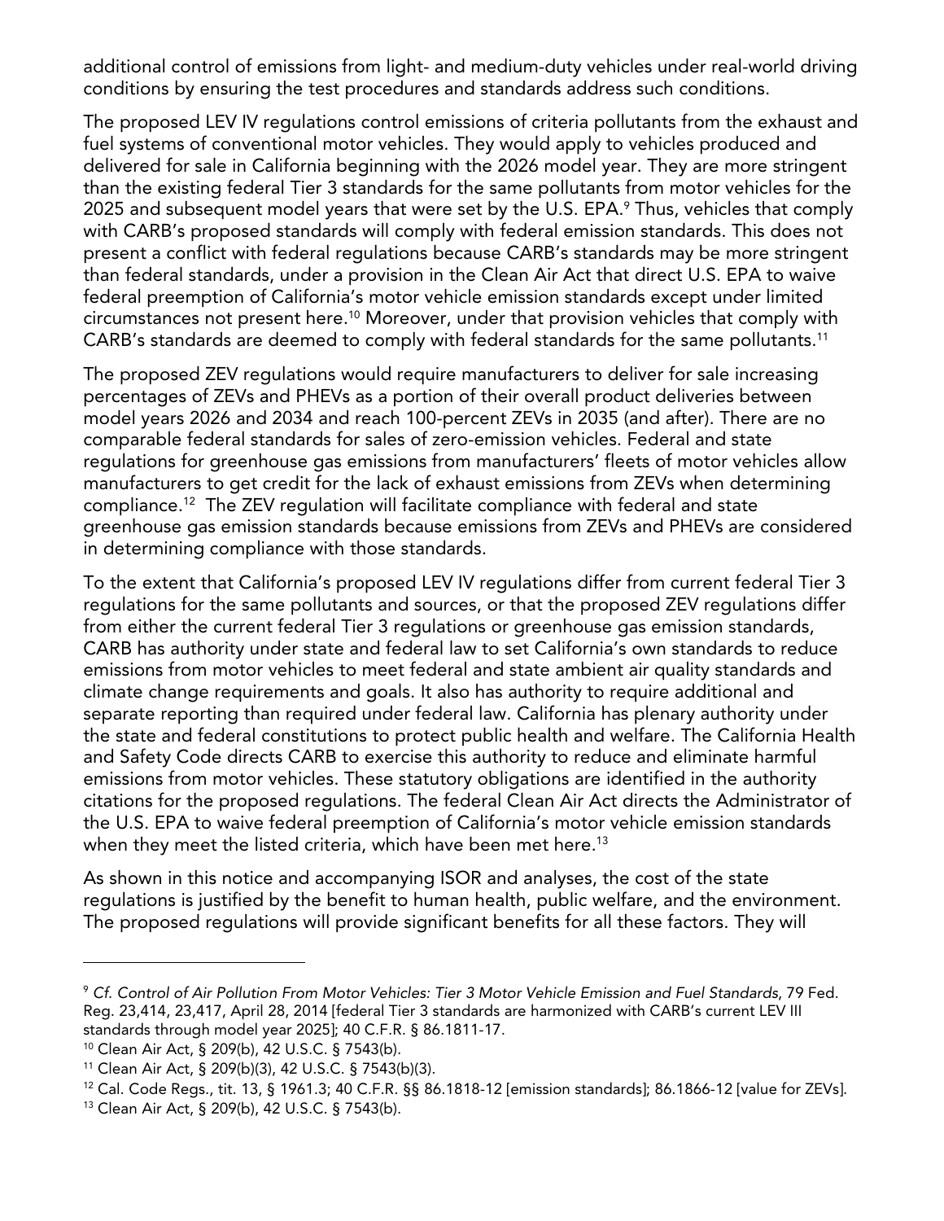additional control of emissions from light- and medium-duty vehicles under real-world driving conditions by ensuring the test procedures and standards address such conditions.

The proposed LEV IV regulations control emissions of criteria pollutants from the exhaust and fuel systems of conventional motor vehicles. They would apply to vehicles produced and delivered for sale in California beginning with the 2026 model year. They are more stringent than the existing federal Tier 3 standards for the same pollutants from motor vehicles for the 2025 and subsequent model years that were set by the U.S. EPA.[9] Thus, vehicles that comply with CARB's proposed standards will comply with federal emission standards. This does not present a conflict with federal regulations because CARB's standards may be more stringent than federal standards, under a provision in the Clean Air Act that direct U.S. EPA to waive federal preemption of California's motor vehicle emission standards except under limited circumstances not present here.[10] Moreover, under that provision vehicles that comply with CARB's standards are deemed to comply with federal standards for the same pollutants.[11]

The proposed ZEV regulations would require manufacturers to deliver for sale increasing percentages of ZEVs and PHEVs as a portion of their overall product deliveries between model years 2026 and 2034 and reach 100-percent ZEVs in 2035 (and after). There are no comparable federal standards for sales of zero-emission vehicles. Federal and state regulations for greenhouse gas emissions from manufacturers' fleets of motor vehicles allow manufacturers to get credit for the lack of exhaust emissions from ZEVs when determining compliance.[12] The ZEV regulation will facilitate compliance with federal and state greenhouse gas emission standards because emissions from ZEVs and PHEVs are considered in determining compliance with those standards.

To the extent that California's proposed LEV IV regulations differ from current federal Tier 3 regulations for the same pollutants and sources, or that the proposed ZEV regulations differ from either the current federal Tier 3 regulations or greenhouse gas emission standards, CARB has authority under state and federal law to set California's own standards to reduce emissions from motor vehicles to meet federal and state ambient air quality standards and climate change requirements and goals. It also has authority to require additional and separate reporting than required under federal law. California has plenary authority under the state and federal constitutions to protect public health and welfare. The California Health and Safety Code directs CARB to exercise this authority to reduce and eliminate harmful emissions from motor vehicles. These statutory obligations are identified in the authority citations for the proposed regulations. The federal Clean Air Act directs the Administrator of the U.S. EPA to waive federal preemption of California's motor vehicle emission standards when they meet the listed criteria, which have been met here.[13]

As shown in this notice and accompanying ISOR and analyses, the cost of the state regulations is justified by the benefit to human health, public welfare, and the environment. The proposed regulations will provide significant benefits for all these factors. They will

---

[9] *Cf. Control of Air Pollution From Motor Vehicles: Tier 3 Motor Vehicle Emission and Fuel Standards*, 79 Fed. Reg. 23,414, 23,417, April 28, 2014 [federal Tier 3 standards are harmonized with CARB's current LEV III standards through model year 2025]; 40 C.F.R. § 86.1811-17.

[10] Clean Air Act, § 209(b), 42 U.S.C. § 7543(b).

[11] Clean Air Act, § 209(b)(3), 42 U.S.C. § 7543(b)(3).

[12] Cal. Code Regs., tit. 13, § 1961.3; 40 C.F.R. §§ 86.1818-12 [emission standards]; 86.1866-12 [value for ZEVs].

[13] Clean Air Act, § 209(b), 42 U.S.C. § 7543(b).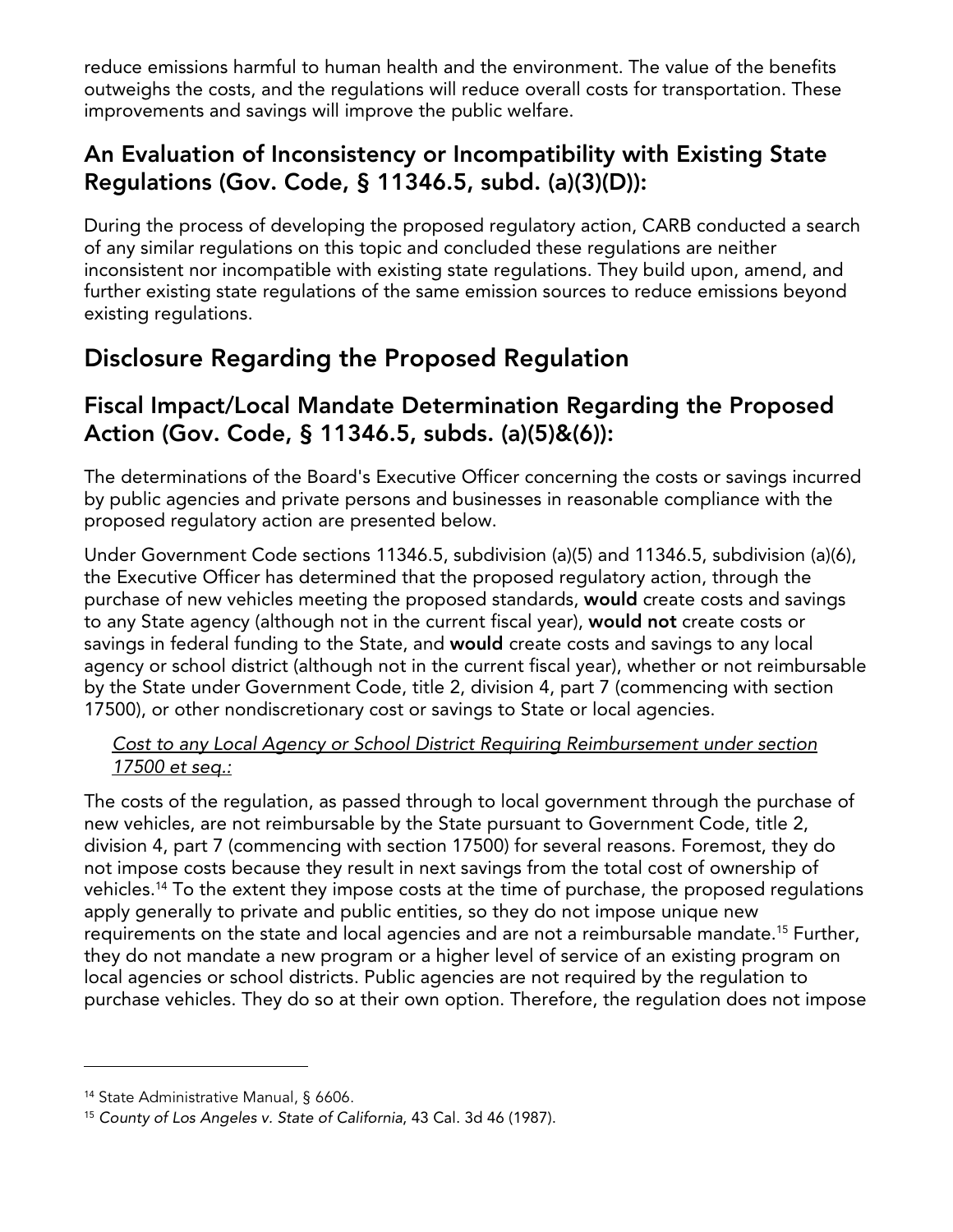reduce emissions harmful to human health and the environment. The value of the benefits outweighs the costs, and the regulations will reduce overall costs for transportation. These improvements and savings will improve the public welfare.

## An Evaluation of Inconsistency or Incompatibility with Existing State Regulations (Gov. Code, § 11346.5, subd. (a)(3)(D)):

During the process of developing the proposed regulatory action, CARB conducted a search of any similar regulations on this topic and concluded these regulations are neither inconsistent nor incompatible with existing state regulations. They build upon, amend, and further existing state regulations of the same emission sources to reduce emissions beyond existing regulations.

# Disclosure Regarding the Proposed Regulation

## Fiscal Impact/Local Mandate Determination Regarding the Proposed Action (Gov. Code, § 11346.5, subds. (a)(5)&(6)):

The determinations of the Board's Executive Officer concerning the costs or savings incurred by public agencies and private persons and businesses in reasonable compliance with the proposed regulatory action are presented below.

Under Government Code sections 11346.5, subdivision (a)(5) and 11346.5, subdivision (a)(6), the Executive Officer has determined that the proposed regulatory action, through the purchase of new vehicles meeting the proposed standards, **would** create costs and savings to any State agency (although not in the current fiscal year), **would not** create costs or savings in federal funding to the State, and **would** create costs and savings to any local agency or school district (although not in the current fiscal year), whether or not reimbursable by the State under Government Code, title 2, division 4, part 7 (commencing with section 17500), or other nondiscretionary cost or savings to State or local agencies.

*Cost to any Local Agency or School District Requiring Reimbursement under section 17500 et seq.:*

The costs of the regulation, as passed through to local government through the purchase of new vehicles, are not reimbursable by the State pursuant to Government Code, title 2, division 4, part 7 (commencing with section 17500) for several reasons. Foremost, they do not impose costs because they result in next savings from the total cost of ownership of vehicles.[14] To the extent they impose costs at the time of purchase, the proposed regulations apply generally to private and public entities, so they do not impose unique new requirements on the state and local agencies and are not a reimbursable mandate.[15] Further, they do not mandate a new program or a higher level of service of an existing program on local agencies or school districts. Public agencies are not required by the regulation to purchase vehicles. They do so at their own option. Therefore, the regulation does not impose

---

[14] State Administrative Manual, § 6606.

[15] *County of Los Angeles v. State of California*, 43 Cal. 3d 46 (1987).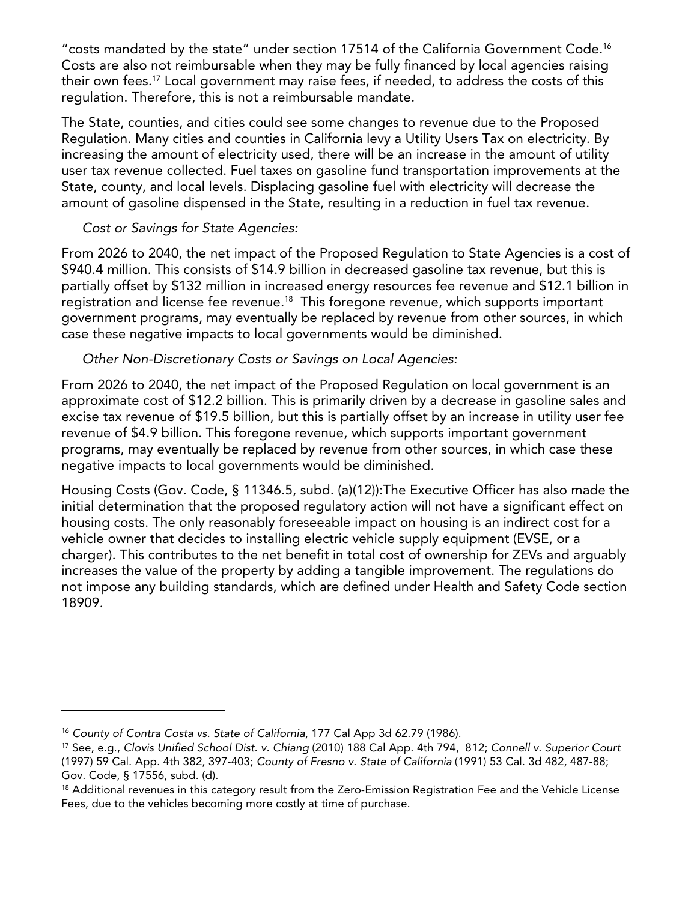"costs mandated by the state" under section 17514 of the California Government Code.[16] Costs are also not reimbursable when they may be fully financed by local agencies raising their own fees.[17] Local government may raise fees, if needed, to address the costs of this regulation. Therefore, this is not a reimbursable mandate.

The State, counties, and cities could see some changes to revenue due to the Proposed Regulation. Many cities and counties in California levy a Utility Users Tax on electricity. By increasing the amount of electricity used, there will be an increase in the amount of utility user tax revenue collected. Fuel taxes on gasoline fund transportation improvements at the State, county, and local levels. Displacing gasoline fuel with electricity will decrease the amount of gasoline dispensed in the State, resulting in a reduction in fuel tax revenue.

*<u>Cost or Savings for State Agencies:</u>*

From 2026 to 2040, the net impact of the Proposed Regulation to State Agencies is a cost of $940.4 million. This consists of $14.9 billion in decreased gasoline tax revenue, but this is partially offset by $132 million in increased energy resources fee revenue and $12.1 billion in registration and license fee revenue.[18] This foregone revenue, which supports important government programs, may eventually be replaced by revenue from other sources, in which case these negative impacts to local governments would be diminished.

*<u>Other Non-Discretionary Costs or Savings on Local Agencies:</u>*

From 2026 to 2040, the net impact of the Proposed Regulation on local government is an approximate cost of $12.2 billion. This is primarily driven by a decrease in gasoline sales and excise tax revenue of $19.5 billion, but this is partially offset by an increase in utility user fee revenue of $4.9 billion. This foregone revenue, which supports important government programs, may eventually be replaced by revenue from other sources, in which case these negative impacts to local governments would be diminished.

Housing Costs (Gov. Code, § 11346.5, subd. (a)(12)):The Executive Officer has also made the initial determination that the proposed regulatory action will not have a significant effect on housing costs. The only reasonably foreseeable impact on housing is an indirect cost for a vehicle owner that decides to installing electric vehicle supply equipment (EVSE, or a charger). This contributes to the net benefit in total cost of ownership for ZEVs and arguably increases the value of the property by adding a tangible improvement. The regulations do not impose any building standards, which are defined under Health and Safety Code section 18909.

---

[16] *County of Contra Costa vs. State of California*, 177 Cal App 3d 62.79 (1986).

[17] See, e.g., *Clovis Unified School Dist. v. Chiang* (2010) 188 Cal App. 4th 794, 812; *Connell v. Superior Court* (1997) 59 Cal. App. 4th 382, 397-403; *County of Fresno v. State of California* (1991) 53 Cal. 3d 482, 487-88; Gov. Code, § 17556, subd. (d).

[18] Additional revenues in this category result from the Zero-Emission Registration Fee and the Vehicle License Fees, due to the vehicles becoming more costly at time of purchase.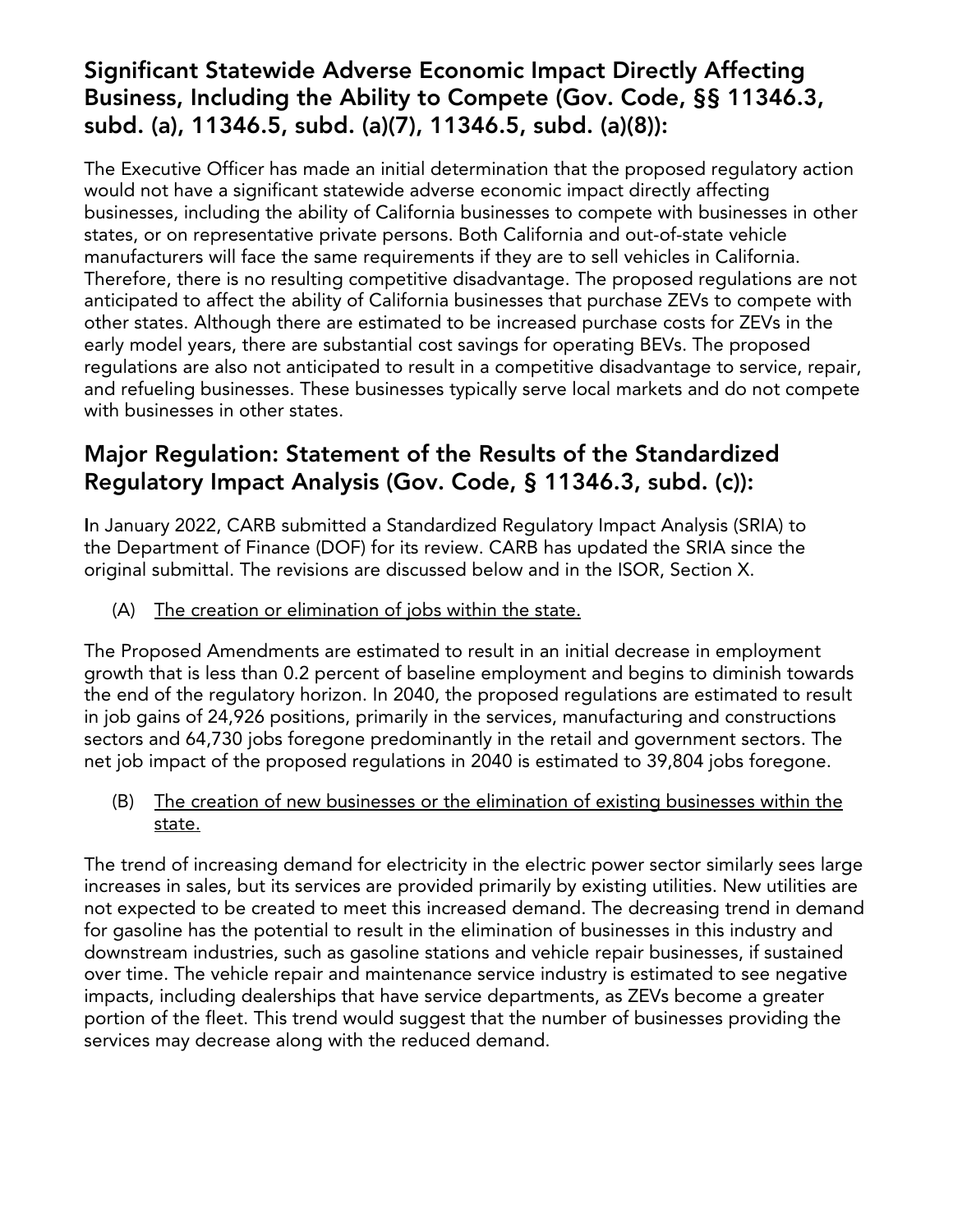## Significant Statewide Adverse Economic Impact Directly Affecting Business, Including the Ability to Compete (Gov. Code, §§ 11346.3, subd. (a), 11346.5, subd. (a)(7), 11346.5, subd. (a)(8)):

The Executive Officer has made an initial determination that the proposed regulatory action would not have a significant statewide adverse economic impact directly affecting businesses, including the ability of California businesses to compete with businesses in other states, or on representative private persons. Both California and out-of-state vehicle manufacturers will face the same requirements if they are to sell vehicles in California. Therefore, there is no resulting competitive disadvantage. The proposed regulations are not anticipated to affect the ability of California businesses that purchase ZEVs to compete with other states. Although there are estimated to be increased purchase costs for ZEVs in the early model years, there are substantial cost savings for operating BEVs. The proposed regulations are also not anticipated to result in a competitive disadvantage to service, repair, and refueling businesses. These businesses typically serve local markets and do not compete with businesses in other states.

## Major Regulation: Statement of the Results of the Standardized Regulatory Impact Analysis (Gov. Code, § 11346.3, subd. (c)):

In January 2022, CARB submitted a Standardized Regulatory Impact Analysis (SRIA) to the Department of Finance (DOF) for its review. CARB has updated the SRIA since the original submittal. The revisions are discussed below and in the ISOR, Section X.

(A) The creation or elimination of jobs within the state.

The Proposed Amendments are estimated to result in an initial decrease in employment growth that is less than 0.2 percent of baseline employment and begins to diminish towards the end of the regulatory horizon. In 2040, the proposed regulations are estimated to result in job gains of 24,926 positions, primarily in the services, manufacturing and constructions sectors and 64,730 jobs foregone predominantly in the retail and government sectors. The net job impact of the proposed regulations in 2040 is estimated to 39,804 jobs foregone.

(B) The creation of new businesses or the elimination of existing businesses within the state.

The trend of increasing demand for electricity in the electric power sector similarly sees large increases in sales, but its services are provided primarily by existing utilities. New utilities are not expected to be created to meet this increased demand. The decreasing trend in demand for gasoline has the potential to result in the elimination of businesses in this industry and downstream industries, such as gasoline stations and vehicle repair businesses, if sustained over time. The vehicle repair and maintenance service industry is estimated to see negative impacts, including dealerships that have service departments, as ZEVs become a greater portion of the fleet. This trend would suggest that the number of businesses providing the services may decrease along with the reduced demand.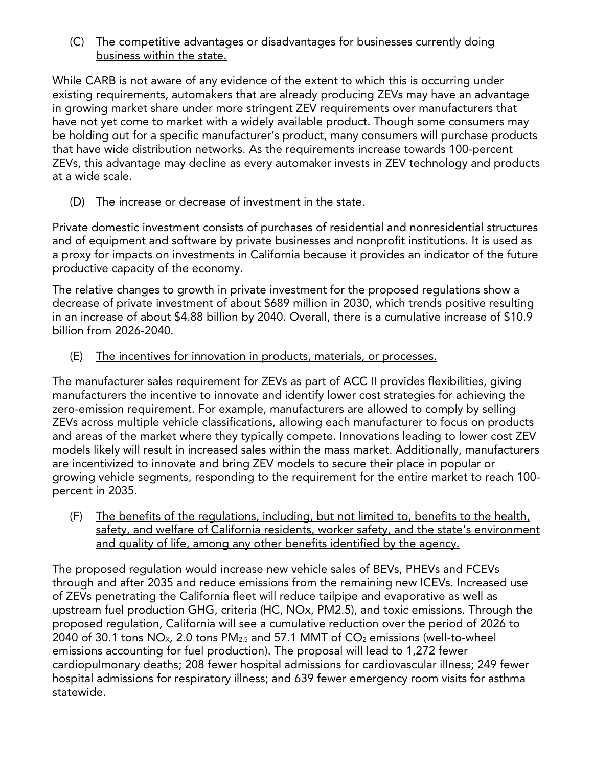(C) <u>The competitive advantages or disadvantages for businesses currently doing business within the state.</u>

While CARB is not aware of any evidence of the extent to which this is occurring under existing requirements, automakers that are already producing ZEVs may have an advantage in growing market share under more stringent ZEV requirements over manufacturers that have not yet come to market with a widely available product. Though some consumers may be holding out for a specific manufacturer's product, many consumers will purchase products that have wide distribution networks. As the requirements increase towards 100-percent ZEVs, this advantage may decline as every automaker invests in ZEV technology and products at a wide scale.

(D) <u>The increase or decrease of investment in the state.</u>

Private domestic investment consists of purchases of residential and nonresidential structures and of equipment and software by private businesses and nonprofit institutions. It is used as a proxy for impacts on investments in California because it provides an indicator of the future productive capacity of the economy.

The relative changes to growth in private investment for the proposed regulations show a decrease of private investment of about $689 million in 2030, which trends positive resulting in an increase of about $4.88 billion by 2040. Overall, there is a cumulative increase of $10.9 billion from 2026-2040.

(E) <u>The incentives for innovation in products, materials, or processes.</u>

The manufacturer sales requirement for ZEVs as part of ACC II provides flexibilities, giving manufacturers the incentive to innovate and identify lower cost strategies for achieving the zero-emission requirement. For example, manufacturers are allowed to comply by selling ZEVs across multiple vehicle classifications, allowing each manufacturer to focus on products and areas of the market where they typically compete. Innovations leading to lower cost ZEV models likely will result in increased sales within the mass market. Additionally, manufacturers are incentivized to innovate and bring ZEV models to secure their place in popular or growing vehicle segments, responding to the requirement for the entire market to reach 100-percent in 2035.

(F) <u>The benefits of the regulations, including, but not limited to, benefits to the health, safety, and welfare of California residents, worker safety, and the state's environment and quality of life, among any other benefits identified by the agency.</u>

The proposed regulation would increase new vehicle sales of BEVs, PHEVs and FCEVs through and after 2035 and reduce emissions from the remaining new ICEVs. Increased use of ZEVs penetrating the California fleet will reduce tailpipe and evaporative as well as upstream fuel production GHG, criteria (HC, NOx, PM2.5), and toxic emissions. Through the proposed regulation, California will see a cumulative reduction over the period of 2026 to 2040 of 30.1 tons $NO_X$, 2.0 tons $PM_{2.5}$ and 57.1 MMT of $CO_2$ emissions (well-to-wheel emissions accounting for fuel production). The proposal will lead to 1,272 fewer cardiopulmonary deaths; 208 fewer hospital admissions for cardiovascular illness; 249 fewer hospital admissions for respiratory illness; and 639 fewer emergency room visits for asthma statewide.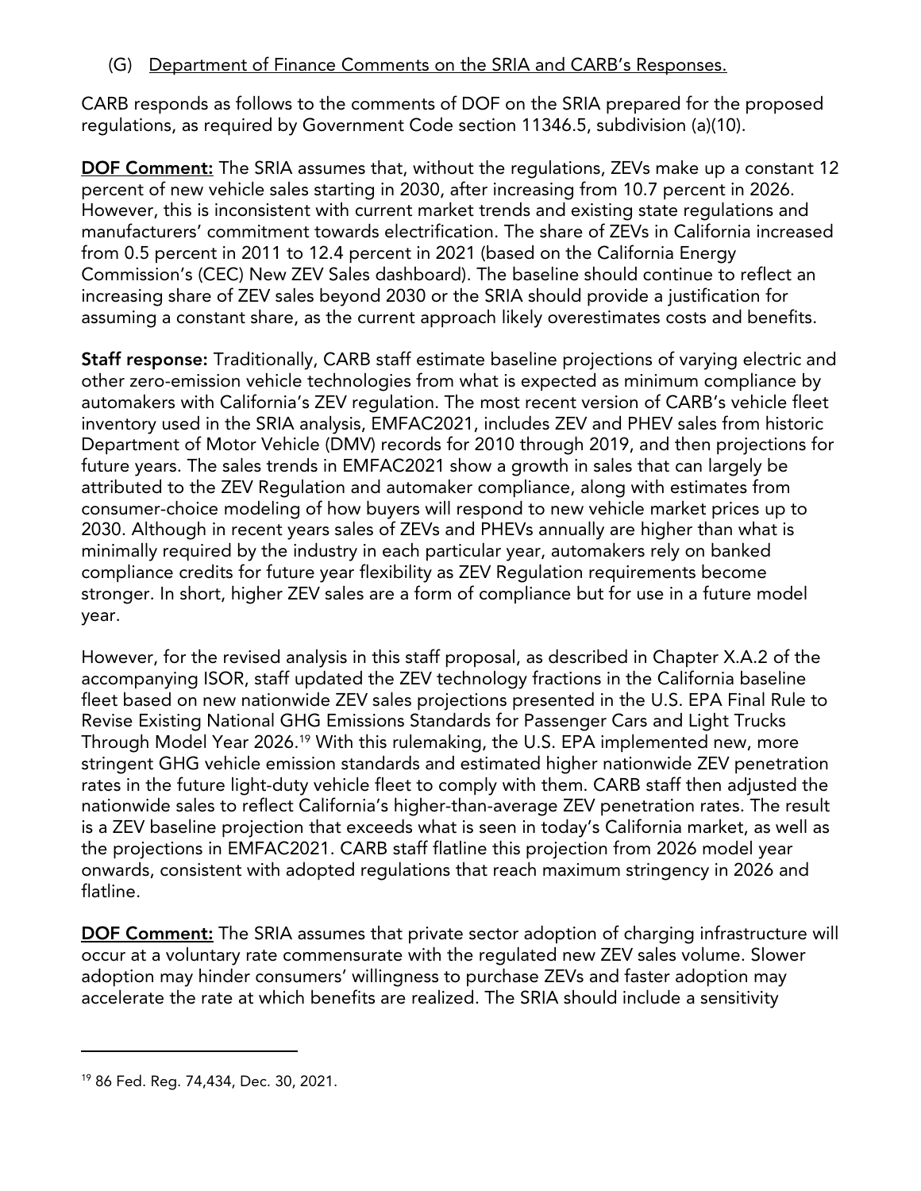(G) Department of Finance Comments on the SRIA and CARB's Responses.

CARB responds as follows to the comments of DOF on the SRIA prepared for the proposed regulations, as required by Government Code section 11346.5, subdivision (a)(10).

**DOF Comment:** The SRIA assumes that, without the regulations, ZEVs make up a constant 12 percent of new vehicle sales starting in 2030, after increasing from 10.7 percent in 2026. However, this is inconsistent with current market trends and existing state regulations and manufacturers' commitment towards electrification. The share of ZEVs in California increased from 0.5 percent in 2011 to 12.4 percent in 2021 (based on the California Energy Commission's (CEC) New ZEV Sales dashboard). The baseline should continue to reflect an increasing share of ZEV sales beyond 2030 or the SRIA should provide a justification for assuming a constant share, as the current approach likely overestimates costs and benefits.

**Staff response:** Traditionally, CARB staff estimate baseline projections of varying electric and other zero-emission vehicle technologies from what is expected as minimum compliance by automakers with California's ZEV regulation. The most recent version of CARB's vehicle fleet inventory used in the SRIA analysis, EMFAC2021, includes ZEV and PHEV sales from historic Department of Motor Vehicle (DMV) records for 2010 through 2019, and then projections for future years. The sales trends in EMFAC2021 show a growth in sales that can largely be attributed to the ZEV Regulation and automaker compliance, along with estimates from consumer-choice modeling of how buyers will respond to new vehicle market prices up to 2030. Although in recent years sales of ZEVs and PHEVs annually are higher than what is minimally required by the industry in each particular year, automakers rely on banked compliance credits for future year flexibility as ZEV Regulation requirements become stronger. In short, higher ZEV sales are a form of compliance but for use in a future model year.

However, for the revised analysis in this staff proposal, as described in Chapter X.A.2 of the accompanying ISOR, staff updated the ZEV technology fractions in the California baseline fleet based on new nationwide ZEV sales projections presented in the U.S. EPA Final Rule to Revise Existing National GHG Emissions Standards for Passenger Cars and Light Trucks Through Model Year 2026.[19] With this rulemaking, the U.S. EPA implemented new, more stringent GHG vehicle emission standards and estimated higher nationwide ZEV penetration rates in the future light-duty vehicle fleet to comply with them. CARB staff then adjusted the nationwide sales to reflect California's higher-than-average ZEV penetration rates. The result is a ZEV baseline projection that exceeds what is seen in today's California market, as well as the projections in EMFAC2021. CARB staff flatline this projection from 2026 model year onwards, consistent with adopted regulations that reach maximum stringency in 2026 and flatline.

**DOF Comment:** The SRIA assumes that private sector adoption of charging infrastructure will occur at a voluntary rate commensurate with the regulated new ZEV sales volume. Slower adoption may hinder consumers' willingness to purchase ZEVs and faster adoption may accelerate the rate at which benefits are realized. The SRIA should include a sensitivity

---

[19] 86 Fed. Reg. 74,434, Dec. 30, 2021.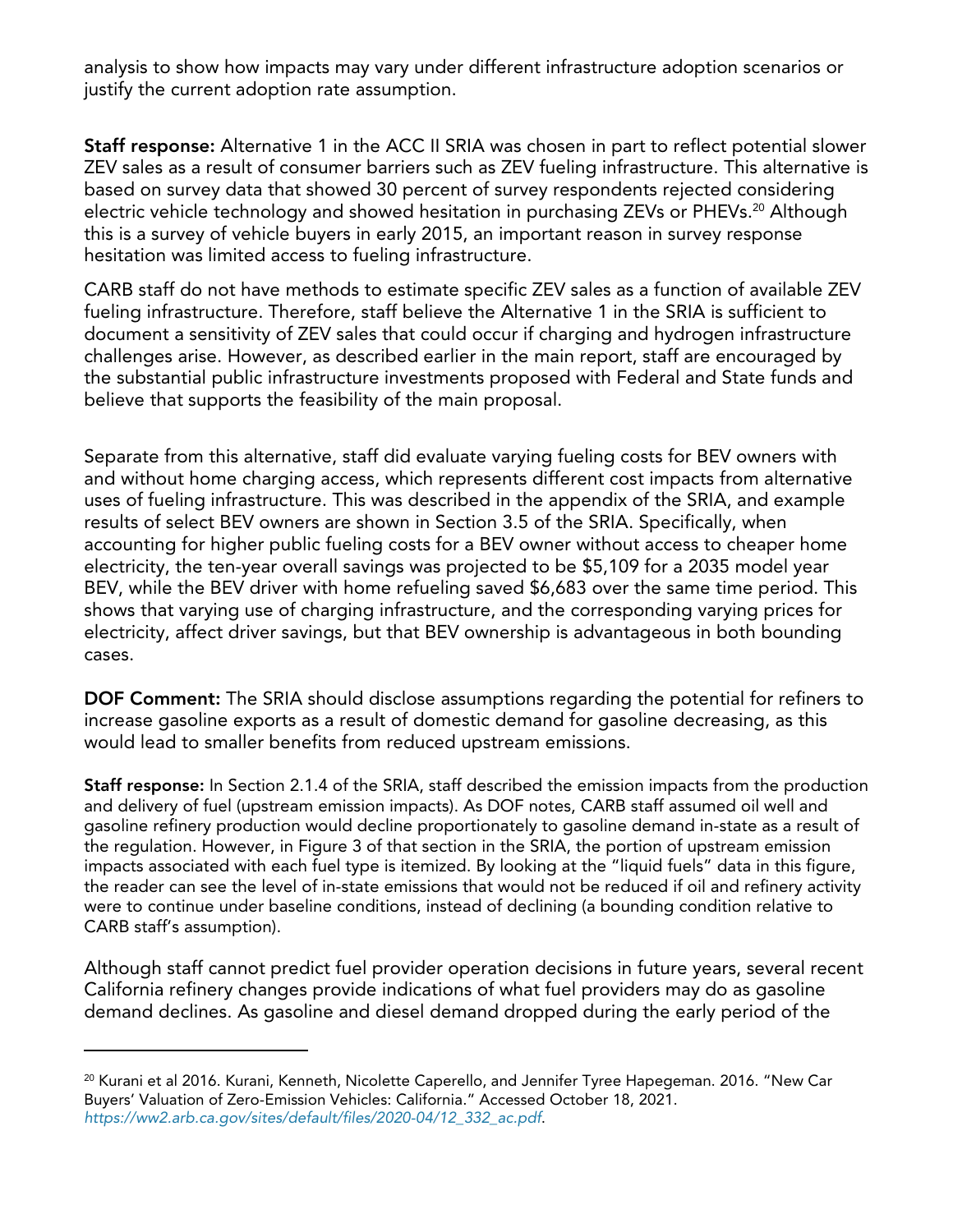analysis to show how impacts may vary under different infrastructure adoption scenarios or justify the current adoption rate assumption.

**Staff response:** Alternative 1 in the ACC II SRIA was chosen in part to reflect potential slower ZEV sales as a result of consumer barriers such as ZEV fueling infrastructure. This alternative is based on survey data that showed 30 percent of survey respondents rejected considering electric vehicle technology and showed hesitation in purchasing ZEVs or PHEVs.[20] Although this is a survey of vehicle buyers in early 2015, an important reason in survey response hesitation was limited access to fueling infrastructure.

CARB staff do not have methods to estimate specific ZEV sales as a function of available ZEV fueling infrastructure. Therefore, staff believe the Alternative 1 in the SRIA is sufficient to document a sensitivity of ZEV sales that could occur if charging and hydrogen infrastructure challenges arise. However, as described earlier in the main report, staff are encouraged by the substantial public infrastructure investments proposed with Federal and State funds and believe that supports the feasibility of the main proposal.

Separate from this alternative, staff did evaluate varying fueling costs for BEV owners with and without home charging access, which represents different cost impacts from alternative uses of fueling infrastructure. This was described in the appendix of the SRIA, and example results of select BEV owners are shown in Section 3.5 of the SRIA. Specifically, when accounting for higher public fueling costs for a BEV owner without access to cheaper home electricity, the ten-year overall savings was projected to be $5,109 for a 2035 model year BEV, while the BEV driver with home refueling saved $6,683 over the same time period. This shows that varying use of charging infrastructure, and the corresponding varying prices for electricity, affect driver savings, but that BEV ownership is advantageous in both bounding cases.

**DOF Comment:** The SRIA should disclose assumptions regarding the potential for refiners to increase gasoline exports as a result of domestic demand for gasoline decreasing, as this would lead to smaller benefits from reduced upstream emissions.

**Staff response:** In Section 2.1.4 of the SRIA, staff described the emission impacts from the production and delivery of fuel (upstream emission impacts). As DOF notes, CARB staff assumed oil well and gasoline refinery production would decline proportionately to gasoline demand in-state as a result of the regulation. However, in Figure 3 of that section in the SRIA, the portion of upstream emission impacts associated with each fuel type is itemized. By looking at the "liquid fuels" data in this figure, the reader can see the level of in-state emissions that would not be reduced if oil and refinery activity were to continue under baseline conditions, instead of declining (a bounding condition relative to CARB staff's assumption).

Although staff cannot predict fuel provider operation decisions in future years, several recent California refinery changes provide indications of what fuel providers may do as gasoline demand declines. As gasoline and diesel demand dropped during the early period of the

[20] Kurani et al 2016. Kurani, Kenneth, Nicolette Caperello, and Jennifer Tyree Hapegeman. 2016. "New Car Buyers' Valuation of Zero-Emission Vehicles: California." Accessed October 18, 2021. *https://ww2.arb.ca.gov/sites/default/files/2020-04/12_332_ac.pdf*.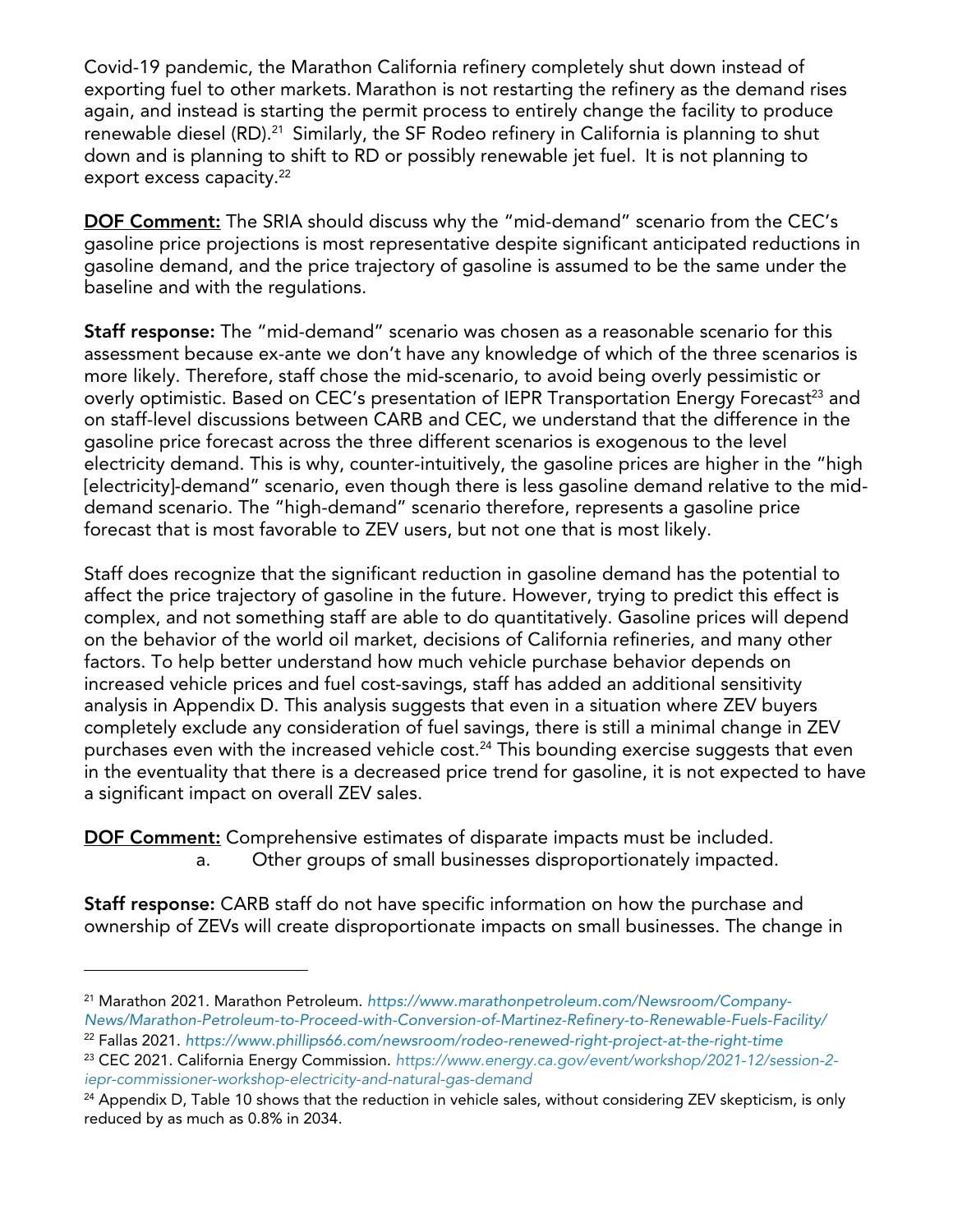Covid-19 pandemic, the Marathon California refinery completely shut down instead of exporting fuel to other markets. Marathon is not restarting the refinery as the demand rises again, and instead is starting the permit process to entirely change the facility to produce renewable diesel (RD).[21] Similarly, the SF Rodeo refinery in California is planning to shut down and is planning to shift to RD or possibly renewable jet fuel. It is not planning to export excess capacity.[22]

**DOF Comment:** The SRIA should discuss why the "mid-demand" scenario from the CEC's gasoline price projections is most representative despite significant anticipated reductions in gasoline demand, and the price trajectory of gasoline is assumed to be the same under the baseline and with the regulations.

**Staff response:** The "mid-demand" scenario was chosen as a reasonable scenario for this assessment because ex-ante we don't have any knowledge of which of the three scenarios is more likely. Therefore, staff chose the mid-scenario, to avoid being overly pessimistic or overly optimistic. Based on CEC's presentation of IEPR Transportation Energy Forecast[23] and on staff-level discussions between CARB and CEC, we understand that the difference in the gasoline price forecast across the three different scenarios is exogenous to the level electricity demand. This is why, counter-intuitively, the gasoline prices are higher in the "high [electricity]-demand" scenario, even though there is less gasoline demand relative to the mid-demand scenario. The "high-demand" scenario therefore, represents a gasoline price forecast that is most favorable to ZEV users, but not one that is most likely.

Staff does recognize that the significant reduction in gasoline demand has the potential to affect the price trajectory of gasoline in the future. However, trying to predict this effect is complex, and not something staff are able to do quantitatively. Gasoline prices will depend on the behavior of the world oil market, decisions of California refineries, and many other factors. To help better understand how much vehicle purchase behavior depends on increased vehicle prices and fuel cost-savings, staff has added an additional sensitivity analysis in Appendix D. This analysis suggests that even in a situation where ZEV buyers completely exclude any consideration of fuel savings, there is still a minimal change in ZEV purchases even with the increased vehicle cost.[24] This bounding exercise suggests that even in the eventuality that there is a decreased price trend for gasoline, it is not expected to have a significant impact on overall ZEV sales.

**DOF Comment:** Comprehensive estimates of disparate impacts must be included.

a. Other groups of small businesses disproportionately impacted.

**Staff response:** CARB staff do not have specific information on how the purchase and ownership of ZEVs will create disproportionate impacts on small businesses. The change in

---

[21] Marathon 2021. Marathon Petroleum. *https://www.marathonpetroleum.com/Newsroom/Company-News/Marathon-Petroleum-to-Proceed-with-Conversion-of-Martinez-Refinery-to-Renewable-Fuels-Facility/*

[22] Fallas 2021. *https://www.phillips66.com/newsroom/rodeo-renewed-right-project-at-the-right-time*

[23] CEC 2021. California Energy Commission. *https://www.energy.ca.gov/event/workshop/2021-12/session-2-iepr-commissioner-workshop-electricity-and-natural-gas-demand*

[24] Appendix D, Table 10 shows that the reduction in vehicle sales, without considering ZEV skepticism, is only reduced by as much as 0.8% in 2034.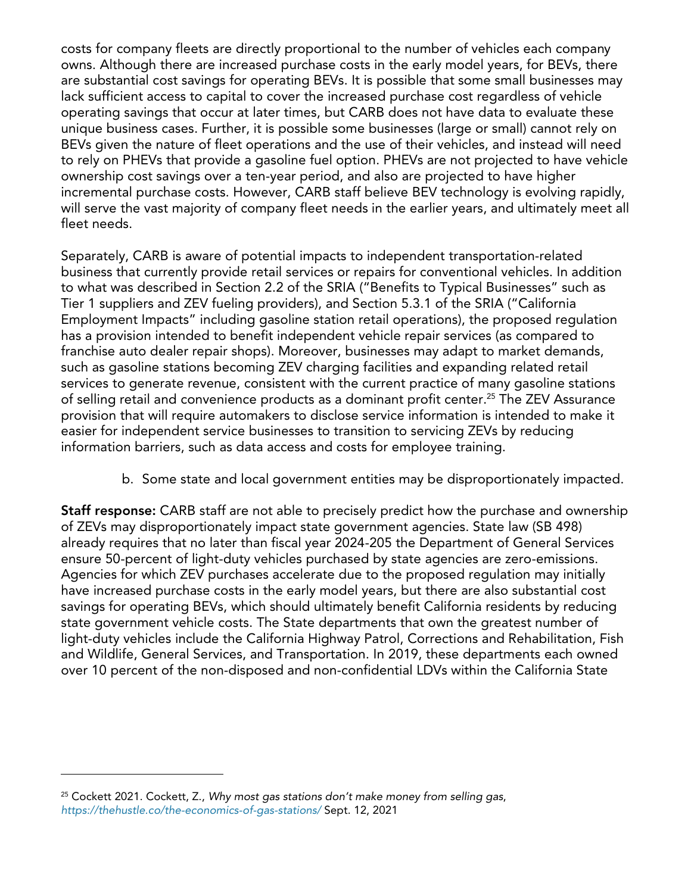costs for company fleets are directly proportional to the number of vehicles each company owns. Although there are increased purchase costs in the early model years, for BEVs, there are substantial cost savings for operating BEVs. It is possible that some small businesses may lack sufficient access to capital to cover the increased purchase cost regardless of vehicle operating savings that occur at later times, but CARB does not have data to evaluate these unique business cases. Further, it is possible some businesses (large or small) cannot rely on BEVs given the nature of fleet operations and the use of their vehicles, and instead will need to rely on PHEVs that provide a gasoline fuel option. PHEVs are not projected to have vehicle ownership cost savings over a ten-year period, and also are projected to have higher incremental purchase costs. However, CARB staff believe BEV technology is evolving rapidly, will serve the vast majority of company fleet needs in the earlier years, and ultimately meet all fleet needs.

Separately, CARB is aware of potential impacts to independent transportation-related business that currently provide retail services or repairs for conventional vehicles. In addition to what was described in Section 2.2 of the SRIA ("Benefits to Typical Businesses" such as Tier 1 suppliers and ZEV fueling providers), and Section 5.3.1 of the SRIA ("California Employment Impacts" including gasoline station retail operations), the proposed regulation has a provision intended to benefit independent vehicle repair services (as compared to franchise auto dealer repair shops). Moreover, businesses may adapt to market demands, such as gasoline stations becoming ZEV charging facilities and expanding related retail services to generate revenue, consistent with the current practice of many gasoline stations of selling retail and convenience products as a dominant profit center.[25] The ZEV Assurance provision that will require automakers to disclose service information is intended to make it easier for independent service businesses to transition to servicing ZEVs by reducing information barriers, such as data access and costs for employee training.

b. Some state and local government entities may be disproportionately impacted.

**Staff response:** CARB staff are not able to precisely predict how the purchase and ownership of ZEVs may disproportionately impact state government agencies. State law (SB 498) already requires that no later than fiscal year 2024-205 the Department of General Services ensure 50-percent of light-duty vehicles purchased by state agencies are zero-emissions. Agencies for which ZEV purchases accelerate due to the proposed regulation may initially have increased purchase costs in the early model years, but there are also substantial cost savings for operating BEVs, which should ultimately benefit California residents by reducing state government vehicle costs. The State departments that own the greatest number of light-duty vehicles include the California Highway Patrol, Corrections and Rehabilitation, Fish and Wildlife, General Services, and Transportation. In 2019, these departments each owned over 10 percent of the non-disposed and non-confidential LDVs within the California State

---

[25] Cockett 2021. Cockett, Z., *Why most gas stations don't make money from selling gas*, https://thehustle.co/the-economics-of-gas-stations/ Sept. 12, 2021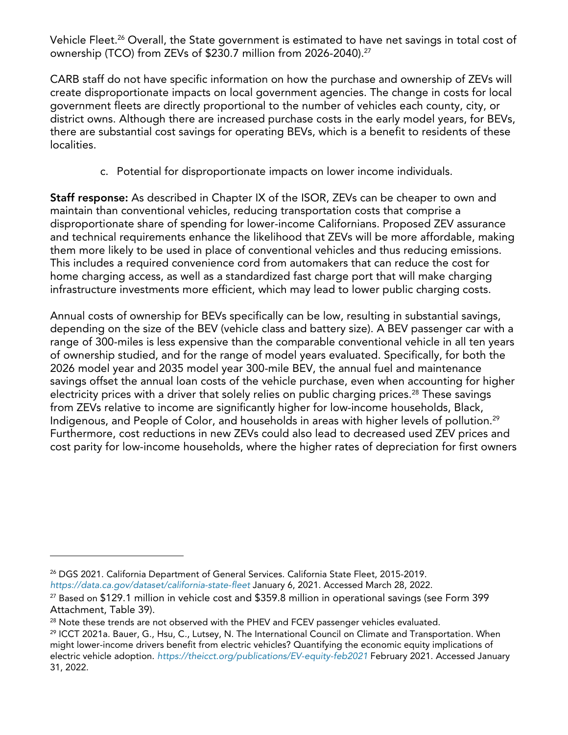Vehicle Fleet.[26] Overall, the State government is estimated to have net savings in total cost of ownership (TCO) from ZEVs of $230.7 million from 2026-2040).[27]

CARB staff do not have specific information on how the purchase and ownership of ZEVs will create disproportionate impacts on local government agencies. The change in costs for local government fleets are directly proportional to the number of vehicles each county, city, or district owns. Although there are increased purchase costs in the early model years, for BEVs, there are substantial cost savings for operating BEVs, which is a benefit to residents of these localities.

c. Potential for disproportionate impacts on lower income individuals.

**Staff response:** As described in Chapter IX of the ISOR, ZEVs can be cheaper to own and maintain than conventional vehicles, reducing transportation costs that comprise a disproportionate share of spending for lower-income Californians. Proposed ZEV assurance and technical requirements enhance the likelihood that ZEVs will be more affordable, making them more likely to be used in place of conventional vehicles and thus reducing emissions. This includes a required convenience cord from automakers that can reduce the cost for home charging access, as well as a standardized fast charge port that will make charging infrastructure investments more efficient, which may lead to lower public charging costs.

Annual costs of ownership for BEVs specifically can be low, resulting in substantial savings, depending on the size of the BEV (vehicle class and battery size). A BEV passenger car with a range of 300-miles is less expensive than the comparable conventional vehicle in all ten years of ownership studied, and for the range of model years evaluated. Specifically, for both the 2026 model year and 2035 model year 300-mile BEV, the annual fuel and maintenance savings offset the annual loan costs of the vehicle purchase, even when accounting for higher electricity prices with a driver that solely relies on public charging prices.[28] These savings from ZEVs relative to income are significantly higher for low-income households, Black, Indigenous, and People of Color, and households in areas with higher levels of pollution.[29] Furthermore, cost reductions in new ZEVs could also lead to decreased used ZEV prices and cost parity for low-income households, where the higher rates of depreciation for first owners

---

[26] DGS 2021. California Department of General Services. California State Fleet, 2015-2019. *https://data.ca.gov/dataset/california-state-fleet* January 6, 2021. Accessed March 28, 2022.

[27] Based on $129.1 million in vehicle cost and $359.8 million in operational savings (see Form 399 Attachment, Table 39).

[28] Note these trends are not observed with the PHEV and FCEV passenger vehicles evaluated.

[29] ICCT 2021a. Bauer, G., Hsu, C., Lutsey, N. The International Council on Climate and Transportation. When might lower-income drivers benefit from electric vehicles? Quantifying the economic equity implications of electric vehicle adoption. *https://theicct.org/publications/EV-equity-feb2021* February 2021. Accessed January 31, 2022.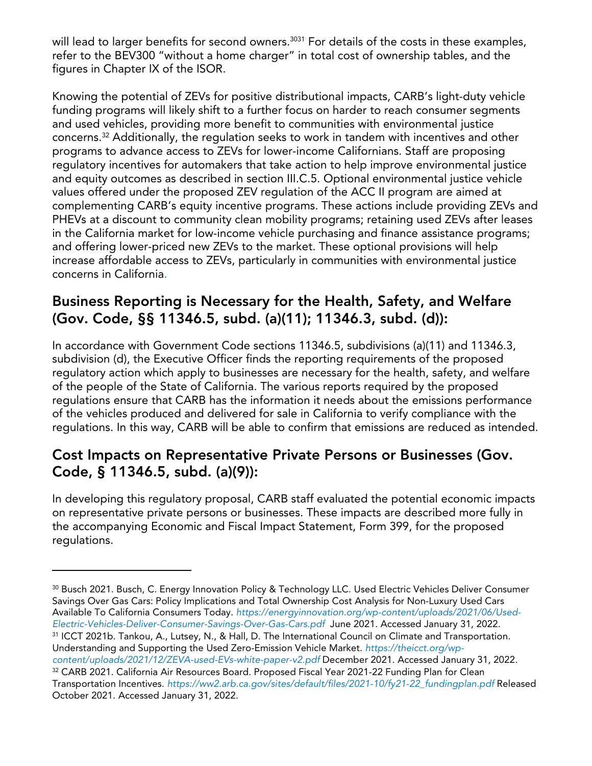will lead to larger benefits for second owners.[30][31] For details of the costs in these examples, refer to the BEV300 "without a home charger" in total cost of ownership tables, and the figures in Chapter IX of the ISOR.

Knowing the potential of ZEVs for positive distributional impacts, CARB's light-duty vehicle funding programs will likely shift to a further focus on harder to reach consumer segments and used vehicles, providing more benefit to communities with environmental justice concerns.[32] Additionally, the regulation seeks to work in tandem with incentives and other programs to advance access to ZEVs for lower-income Californians. Staff are proposing regulatory incentives for automakers that take action to help improve environmental justice and equity outcomes as described in section III.C.5. Optional environmental justice vehicle values offered under the proposed ZEV regulation of the ACC II program are aimed at complementing CARB's equity incentive programs. These actions include providing ZEVs and PHEVs at a discount to community clean mobility programs; retaining used ZEVs after leases in the California market for low-income vehicle purchasing and finance assistance programs; and offering lower-priced new ZEVs to the market. These optional provisions will help increase affordable access to ZEVs, particularly in communities with environmental justice concerns in California.

## Business Reporting is Necessary for the Health, Safety, and Welfare (Gov. Code, §§ 11346.5, subd. (a)(11); 11346.3, subd. (d)):

In accordance with Government Code sections 11346.5, subdivisions (a)(11) and 11346.3, subdivision (d), the Executive Officer finds the reporting requirements of the proposed regulatory action which apply to businesses are necessary for the health, safety, and welfare of the people of the State of California. The various reports required by the proposed regulations ensure that CARB has the information it needs about the emissions performance of the vehicles produced and delivered for sale in California to verify compliance with the regulations. In this way, CARB will be able to confirm that emissions are reduced as intended.

## Cost Impacts on Representative Private Persons or Businesses (Gov. Code, § 11346.5, subd. (a)(9)):

In developing this regulatory proposal, CARB staff evaluated the potential economic impacts on representative private persons or businesses. These impacts are described more fully in the accompanying Economic and Fiscal Impact Statement, Form 399, for the proposed regulations.

---

[30] Busch 2021. Busch, C. Energy Innovation Policy & Technology LLC. Used Electric Vehicles Deliver Consumer Savings Over Gas Cars: Policy Implications and Total Ownership Cost Analysis for Non-Luxury Used Cars Available To California Consumers Today. *https://energyinnovation.org/wp-content/uploads/2021/06/Used-Electric-Vehicles-Deliver-Consumer-Savings-Over-Gas-Cars.pdf* June 2021. Accessed January 31, 2022.

[31] ICCT 2021b. Tankou, A., Lutsey, N., & Hall, D. The International Council on Climate and Transportation. Understanding and Supporting the Used Zero-Emission Vehicle Market. *https://theicct.org/wp-content/uploads/2021/12/ZEVA-used-EVs-white-paper-v2.pdf* December 2021. Accessed January 31, 2022.

[32] CARB 2021. California Air Resources Board. Proposed Fiscal Year 2021-22 Funding Plan for Clean Transportation Incentives. *https://ww2.arb.ca.gov/sites/default/files/2021-10/fy21-22_fundingplan.pdf* Released October 2021. Accessed January 31, 2022.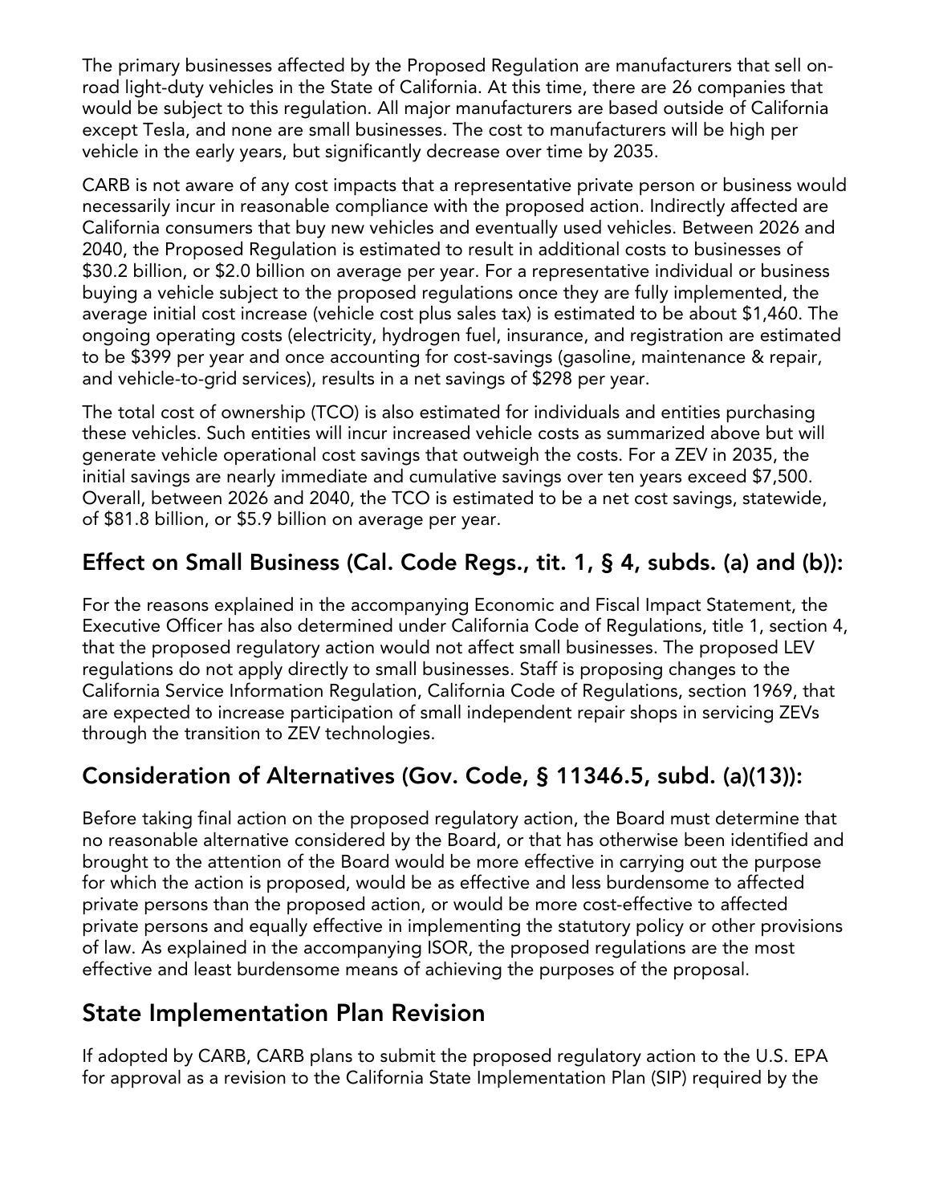The primary businesses affected by the Proposed Regulation are manufacturers that sell on-road light-duty vehicles in the State of California. At this time, there are 26 companies that would be subject to this regulation. All major manufacturers are based outside of California except Tesla, and none are small businesses. The cost to manufacturers will be high per vehicle in the early years, but significantly decrease over time by 2035.

CARB is not aware of any cost impacts that a representative private person or business would necessarily incur in reasonable compliance with the proposed action. Indirectly affected are California consumers that buy new vehicles and eventually used vehicles. Between 2026 and 2040, the Proposed Regulation is estimated to result in additional costs to businesses of $30.2 billion, or $2.0 billion on average per year. For a representative individual or business buying a vehicle subject to the proposed regulations once they are fully implemented, the average initial cost increase (vehicle cost plus sales tax) is estimated to be about $1,460. The ongoing operating costs (electricity, hydrogen fuel, insurance, and registration are estimated to be $399 per year and once accounting for cost-savings (gasoline, maintenance & repair, and vehicle-to-grid services), results in a net savings of $298 per year.

The total cost of ownership (TCO) is also estimated for individuals and entities purchasing these vehicles. Such entities will incur increased vehicle costs as summarized above but will generate vehicle operational cost savings that outweigh the costs. For a ZEV in 2035, the initial savings are nearly immediate and cumulative savings over ten years exceed $7,500. Overall, between 2026 and 2040, the TCO is estimated to be a net cost savings, statewide, of $81.8 billion, or $5.9 billion on average per year.

## Effect on Small Business (Cal. Code Regs., tit. 1, § 4, subds. (a) and (b)):

For the reasons explained in the accompanying Economic and Fiscal Impact Statement, the Executive Officer has also determined under California Code of Regulations, title 1, section 4, that the proposed regulatory action would not affect small businesses. The proposed LEV regulations do not apply directly to small businesses. Staff is proposing changes to the California Service Information Regulation, California Code of Regulations, section 1969, that are expected to increase participation of small independent repair shops in servicing ZEVs through the transition to ZEV technologies.

## Consideration of Alternatives (Gov. Code, § 11346.5, subd. (a)(13)):

Before taking final action on the proposed regulatory action, the Board must determine that no reasonable alternative considered by the Board, or that has otherwise been identified and brought to the attention of the Board would be more effective in carrying out the purpose for which the action is proposed, would be as effective and less burdensome to affected private persons than the proposed action, or would be more cost-effective to affected private persons and equally effective in implementing the statutory policy or other provisions of law. As explained in the accompanying ISOR, the proposed regulations are the most effective and least burdensome means of achieving the purposes of the proposal.

## State Implementation Plan Revision

If adopted by CARB, CARB plans to submit the proposed regulatory action to the U.S. EPA for approval as a revision to the California State Implementation Plan (SIP) required by the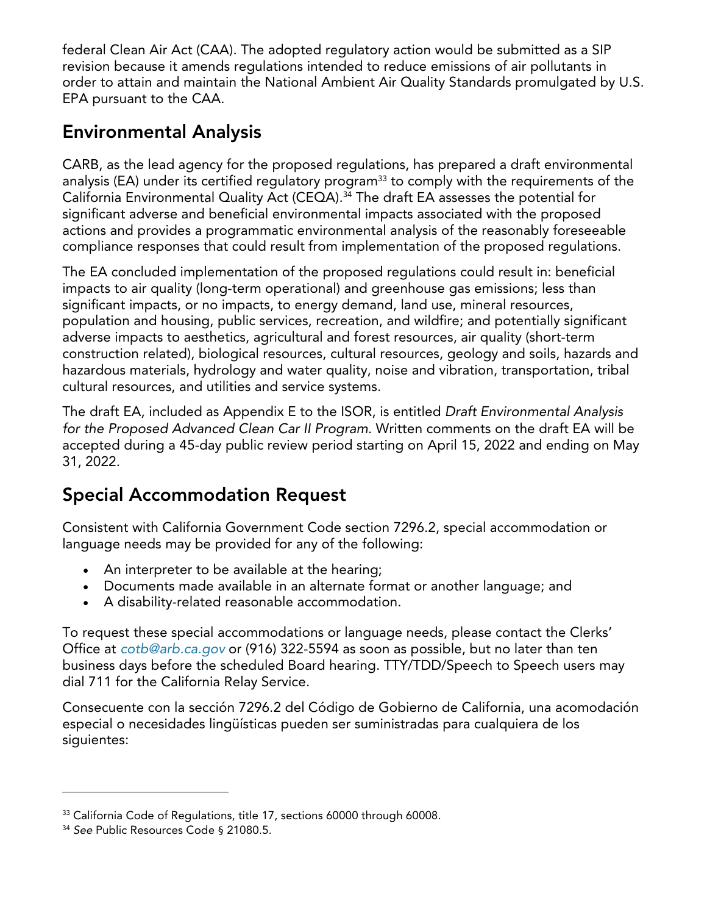federal Clean Air Act (CAA). The adopted regulatory action would be submitted as a SIP revision because it amends regulations intended to reduce emissions of air pollutants in order to attain and maintain the National Ambient Air Quality Standards promulgated by U.S. EPA pursuant to the CAA.

## Environmental Analysis

CARB, as the lead agency for the proposed regulations, has prepared a draft environmental analysis (EA) under its certified regulatory program[33] to comply with the requirements of the California Environmental Quality Act (CEQA).[34] The draft EA assesses the potential for significant adverse and beneficial environmental impacts associated with the proposed actions and provides a programmatic environmental analysis of the reasonably foreseeable compliance responses that could result from implementation of the proposed regulations.

The EA concluded implementation of the proposed regulations could result in: beneficial impacts to air quality (long-term operational) and greenhouse gas emissions; less than significant impacts, or no impacts, to energy demand, land use, mineral resources, population and housing, public services, recreation, and wildfire; and potentially significant adverse impacts to aesthetics, agricultural and forest resources, air quality (short-term construction related), biological resources, cultural resources, geology and soils, hazards and hazardous materials, hydrology and water quality, noise and vibration, transportation, tribal cultural resources, and utilities and service systems.

The draft EA, included as Appendix E to the ISOR, is entitled *Draft Environmental Analysis for the Proposed Advanced Clean Car II Program*. Written comments on the draft EA will be accepted during a 45-day public review period starting on April 15, 2022 and ending on May 31, 2022.

## Special Accommodation Request

Consistent with California Government Code section 7296.2, special accommodation or language needs may be provided for any of the following:

- An interpreter to be available at the hearing;
- Documents made available in an alternate format or another language; and
- A disability-related reasonable accommodation.

To request these special accommodations or language needs, please contact the Clerks' Office at *cotb@arb.ca.gov* or (916) 322-5594 as soon as possible, but no later than ten business days before the scheduled Board hearing. TTY/TDD/Speech to Speech users may dial 711 for the California Relay Service.

Consecuente con la sección 7296.2 del Código de Gobierno de California, una acomodación especial o necesidades lingüísticas pueden ser suministradas para cualquiera de los siguientes:

---

[33] California Code of Regulations, title 17, sections 60000 through 60008.

[34] *See* Public Resources Code § 21080.5.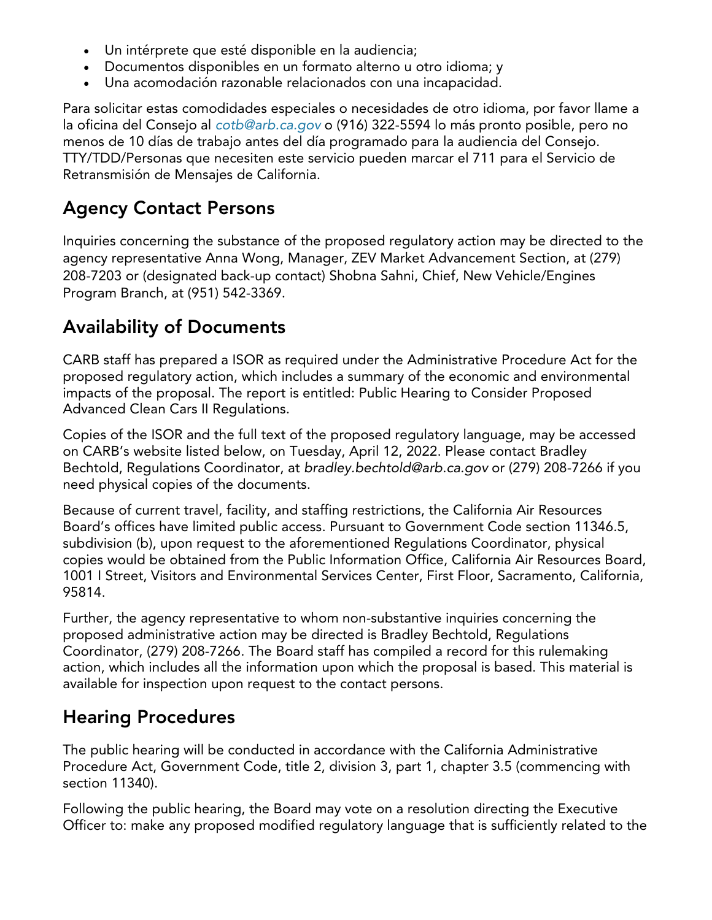- Un intérprete que esté disponible en la audiencia;
- Documentos disponibles en un formato alterno u otro idioma; y
- Una acomodación razonable relacionados con una incapacidad.

Para solicitar estas comodidades especiales o necesidades de otro idioma, por favor llame a la oficina del Consejo al *cotb@arb.ca.gov* o (916) 322-5594 lo más pronto posible, pero no menos de 10 días de trabajo antes del día programado para la audiencia del Consejo. TTY/TDD/Personas que necesiten este servicio pueden marcar el 711 para el Servicio de Retransmisión de Mensajes de California.

## Agency Contact Persons

Inquiries concerning the substance of the proposed regulatory action may be directed to the agency representative Anna Wong, Manager, ZEV Market Advancement Section, at (279) 208-7203 or (designated back-up contact) Shobna Sahni, Chief, New Vehicle/Engines Program Branch, at (951) 542-3369.

## Availability of Documents

CARB staff has prepared a ISOR as required under the Administrative Procedure Act for the proposed regulatory action, which includes a summary of the economic and environmental impacts of the proposal. The report is entitled: Public Hearing to Consider Proposed Advanced Clean Cars II Regulations.

Copies of the ISOR and the full text of the proposed regulatory language, may be accessed on CARB's website listed below, on Tuesday, April 12, 2022. Please contact Bradley Bechtold, Regulations Coordinator, at *bradley.bechtold@arb.ca.gov* or (279) 208-7266 if you need physical copies of the documents.

Because of current travel, facility, and staffing restrictions, the California Air Resources Board's offices have limited public access. Pursuant to Government Code section 11346.5, subdivision (b), upon request to the aforementioned Regulations Coordinator, physical copies would be obtained from the Public Information Office, California Air Resources Board, 1001 I Street, Visitors and Environmental Services Center, First Floor, Sacramento, California, 95814.

Further, the agency representative to whom non-substantive inquiries concerning the proposed administrative action may be directed is Bradley Bechtold, Regulations Coordinator, (279) 208-7266. The Board staff has compiled a record for this rulemaking action, which includes all the information upon which the proposal is based. This material is available for inspection upon request to the contact persons.

## Hearing Procedures

The public hearing will be conducted in accordance with the California Administrative Procedure Act, Government Code, title 2, division 3, part 1, chapter 3.5 (commencing with section 11340).

Following the public hearing, the Board may vote on a resolution directing the Executive Officer to: make any proposed modified regulatory language that is sufficiently related to the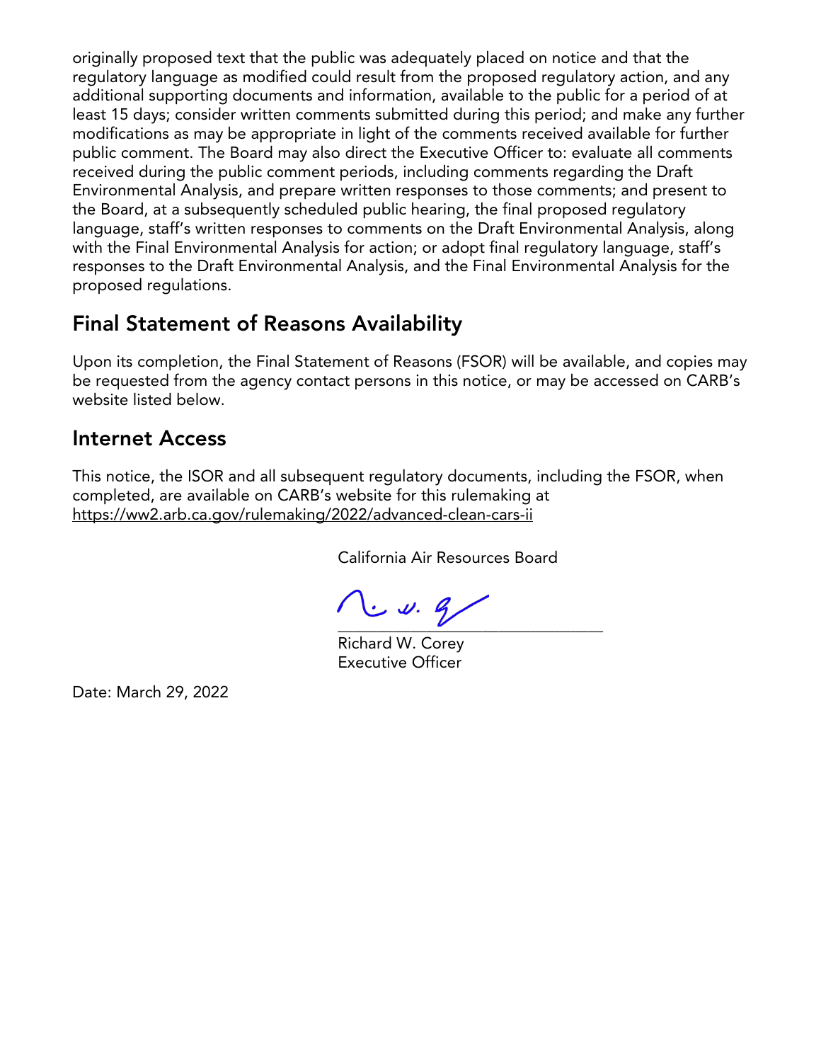originally proposed text that the public was adequately placed on notice and that the regulatory language as modified could result from the proposed regulatory action, and any additional supporting documents and information, available to the public for a period of at least 15 days; consider written comments submitted during this period; and make any further modifications as may be appropriate in light of the comments received available for further public comment. The Board may also direct the Executive Officer to: evaluate all comments received during the public comment periods, including comments regarding the Draft Environmental Analysis, and prepare written responses to those comments; and present to the Board, at a subsequently scheduled public hearing, the final proposed regulatory language, staff's written responses to comments on the Draft Environmental Analysis, along with the Final Environmental Analysis for action; or adopt final regulatory language, staff's responses to the Draft Environmental Analysis, and the Final Environmental Analysis for the proposed regulations.

## Final Statement of Reasons Availability

Upon its completion, the Final Statement of Reasons (FSOR) will be available, and copies may be requested from the agency contact persons in this notice, or may be accessed on CARB's website listed below.

## Internet Access

This notice, the ISOR and all subsequent regulatory documents, including the FSOR, when completed, are available on CARB's website for this rulemaking at https://ww2.arb.ca.gov/rulemaking/2022/advanced-clean-cars-ii

California Air Resources Board

Richard W. Corey
Executive Officer

Date: March 29, 2022